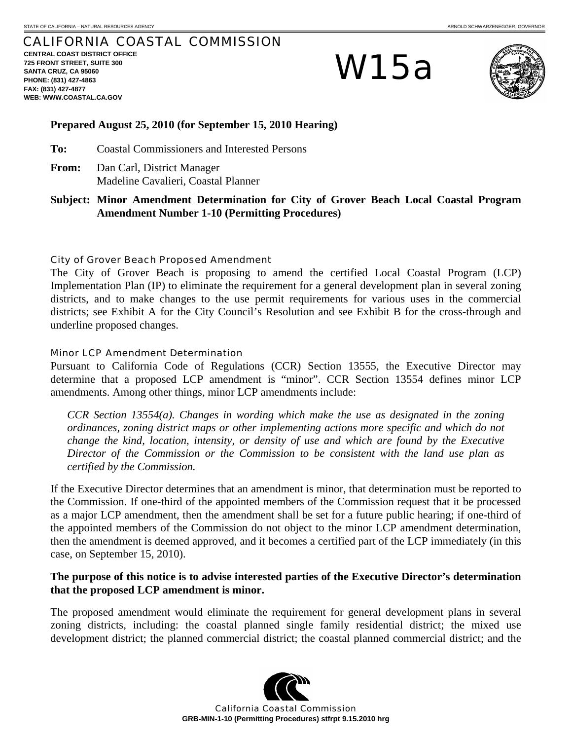STATE OF CALIFORNIA – NATURAL RESOURCES AGENCY ARNOLD SCHWARZENEGGER, GOVERNOR

# CALIFORNIA COASTAL COMMISSION

**CENTRAL COAST DISTRICT OFFICE**
**725 FRONT STREET, SUITE 300**
**SANTA CRUZ, CA 95060**
**PHONE: (831) 427-4863**
**FAX: (831) 427-4877**
**WEB: WWW.COASTAL.CA.GOV**

# W15a

**Prepared August 25, 2010 (for September 15, 2010 Hearing)**

**To:** Coastal Commissioners and Interested Persons

**From:** Dan Carl, District Manager
Madeline Cavalieri, Coastal Planner

**Subject: Minor Amendment Determination for City of Grover Beach Local Coastal Program Amendment Number 1-10 (Permitting Procedures)**

### City of Grover Beach Proposed Amendment

The City of Grover Beach is proposing to amend the certified Local Coastal Program (LCP) Implementation Plan (IP) to eliminate the requirement for a general development plan in several zoning districts, and to make changes to the use permit requirements for various uses in the commercial districts; see Exhibit A for the City Council's Resolution and see Exhibit B for the cross-through and underline proposed changes.

### Minor LCP Amendment Determination

Pursuant to California Code of Regulations (CCR) Section 13555, the Executive Director may determine that a proposed LCP amendment is "minor". CCR Section 13554 defines minor LCP amendments. Among other things, minor LCP amendments include:

> *CCR Section 13554(a). Changes in wording which make the use as designated in the zoning ordinances, zoning district maps or other implementing actions more specific and which do not change the kind, location, intensity, or density of use and which are found by the Executive Director of the Commission or the Commission to be consistent with the land use plan as certified by the Commission.*

If the Executive Director determines that an amendment is minor, that determination must be reported to the Commission. If one-third of the appointed members of the Commission request that it be processed as a major LCP amendment, then the amendment shall be set for a future public hearing; if one-third of the appointed members of the Commission do not object to the minor LCP amendment determination, then the amendment is deemed approved, and it becomes a certified part of the LCP immediately (in this case, on September 15, 2010).

**The purpose of this notice is to advise interested parties of the Executive Director's determination that the proposed LCP amendment is minor.**

The proposed amendment would eliminate the requirement for general development plans in several zoning districts, including: the coastal planned single family residential district; the mixed use development district; the planned commercial district; the coastal planned commercial district; and the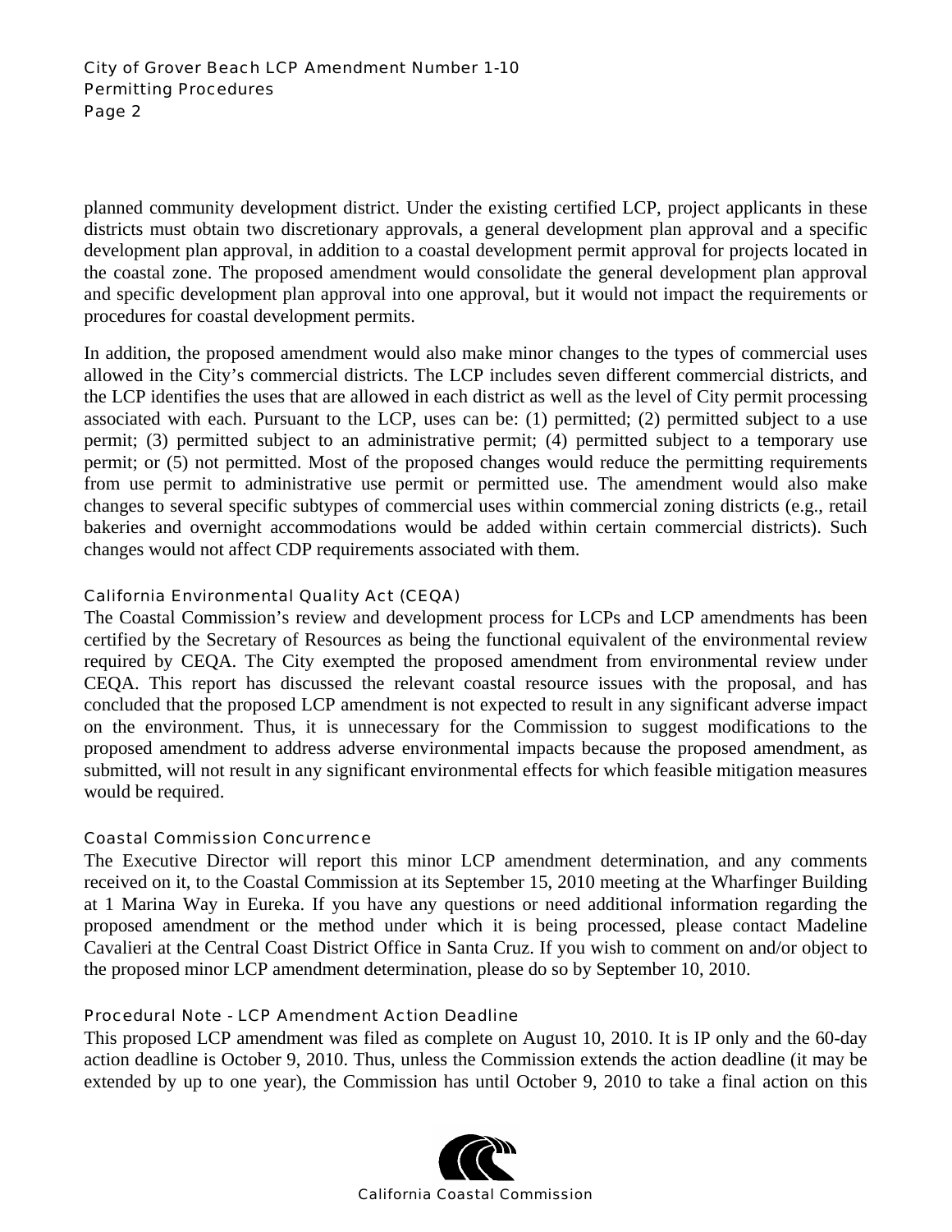planned community development district. Under the existing certified LCP, project applicants in these districts must obtain two discretionary approvals, a general development plan approval and a specific development plan approval, in addition to a coastal development permit approval for projects located in the coastal zone. The proposed amendment would consolidate the general development plan approval and specific development plan approval into one approval, but it would not impact the requirements or procedures for coastal development permits.

In addition, the proposed amendment would also make minor changes to the types of commercial uses allowed in the City's commercial districts. The LCP includes seven different commercial districts, and the LCP identifies the uses that are allowed in each district as well as the level of City permit processing associated with each. Pursuant to the LCP, uses can be: (1) permitted; (2) permitted subject to a use permit; (3) permitted subject to an administrative permit; (4) permitted subject to a temporary use permit; or (5) not permitted. Most of the proposed changes would reduce the permitting requirements from use permit to administrative use permit or permitted use. The amendment would also make changes to several specific subtypes of commercial uses within commercial zoning districts (e.g., retail bakeries and overnight accommodations would be added within certain commercial districts). Such changes would not affect CDP requirements associated with them.

### California Environmental Quality Act (CEQA)

The Coastal Commission's review and development process for LCPs and LCP amendments has been certified by the Secretary of Resources as being the functional equivalent of the environmental review required by CEQA. The City exempted the proposed amendment from environmental review under CEQA. This report has discussed the relevant coastal resource issues with the proposal, and has concluded that the proposed LCP amendment is not expected to result in any significant adverse impact on the environment. Thus, it is unnecessary for the Commission to suggest modifications to the proposed amendment to address adverse environmental impacts because the proposed amendment, as submitted, will not result in any significant environmental effects for which feasible mitigation measures would be required.

### Coastal Commission Concurrence

The Executive Director will report this minor LCP amendment determination, and any comments received on it, to the Coastal Commission at its September 15, 2010 meeting at the Wharfinger Building at 1 Marina Way in Eureka. If you have any questions or need additional information regarding the proposed amendment or the method under which it is being processed, please contact Madeline Cavalieri at the Central Coast District Office in Santa Cruz. If you wish to comment on and/or object to the proposed minor LCP amendment determination, please do so by September 10, 2010.

### Procedural Note - LCP Amendment Action Deadline

This proposed LCP amendment was filed as complete on August 10, 2010. It is IP only and the 60-day action deadline is October 9, 2010. Thus, unless the Commission extends the action deadline (it may be extended by up to one year), the Commission has until October 9, 2010 to take a final action on this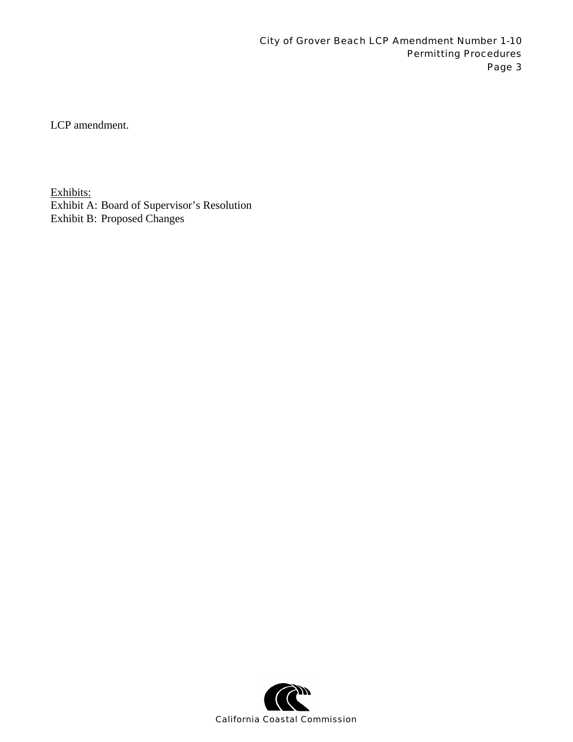LCP amendment.

<u>Exhibits:</u>
Exhibit A: Board of Supervisor's Resolution
Exhibit B: Proposed Changes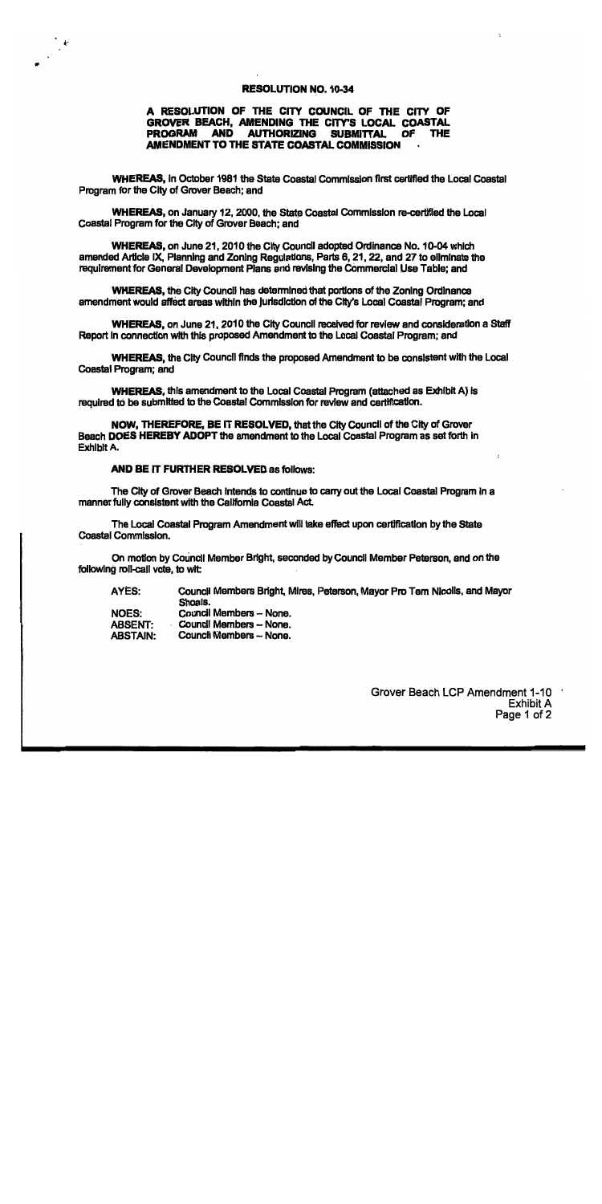# RESOLUTION NO. 10-34

## A RESOLUTION OF THE CITY COUNCIL OF THE CITY OF GROVER BEACH, AMENDING THE CITY'S LOCAL COASTAL PROGRAM AND AUTHORIZING SUBMITTAL OF THE AMENDMENT TO THE STATE COASTAL COMMISSION

**WHEREAS,** in October 1981 the State Coastal Commission first certified the Local Coastal Program for the City of Grover Beach; and

**WHEREAS,** on January 12, 2000, the State Coastal Commission re-certified the Local Coastal Program for the City of Grover Beach; and

**WHEREAS,** on June 21, 2010 the City Council adopted Ordinance No. 10-04 which amended Article IX, Planning and Zoning Regulations, Parts 6, 21, 22, and 27 to eliminate the requirement for General Development Plans and revising the Commercial Use Table; and

**WHEREAS,** the City Council has determined that portions of the Zoning Ordinance amendment would affect areas within the jurisdiction of the City's Local Coastal Program; and

**WHEREAS,** on June 21, 2010 the City Council received for review and consideration a Staff Report in connection with this proposed Amendment to the Local Coastal Program; and

**WHEREAS,** the City Council finds the proposed Amendment to be consistent with the Local Coastal Program; and

**WHEREAS,** this amendment to the Local Coastal Program (attached as Exhibit A) is required to be submitted to the Coastal Commission for review and certification.

**NOW, THEREFORE, BE IT RESOLVED,** that the City Council of the City of Grover Beach **DOES HEREBY ADOPT** the amendment to the Local Coastal Program as set forth in Exhibit A.

**AND BE IT FURTHER RESOLVED** as follows:

The City of Grover Beach intends to continue to carry out the Local Coastal Program in a manner fully consistent with the California Coastal Act.

The Local Coastal Program Amendment will take effect upon certification by the State Coastal Commission.

On motion by Council Member Bright, seconded by Council Member Peterson, and on the following roll-call vote, to wit:

| | |
|---|---|
| AYES: | Council Members Bright, Mires, Peterson, Mayor Pro Tem Nicolls, and Mayor Shoals. |
| NOES: | Council Members – None. |
| ABSENT: | Council Members – None. |
| ABSTAIN: | Council Members – None. |

Grover Beach LCP Amendment 1-10
Exhibit A
Page 1 of 2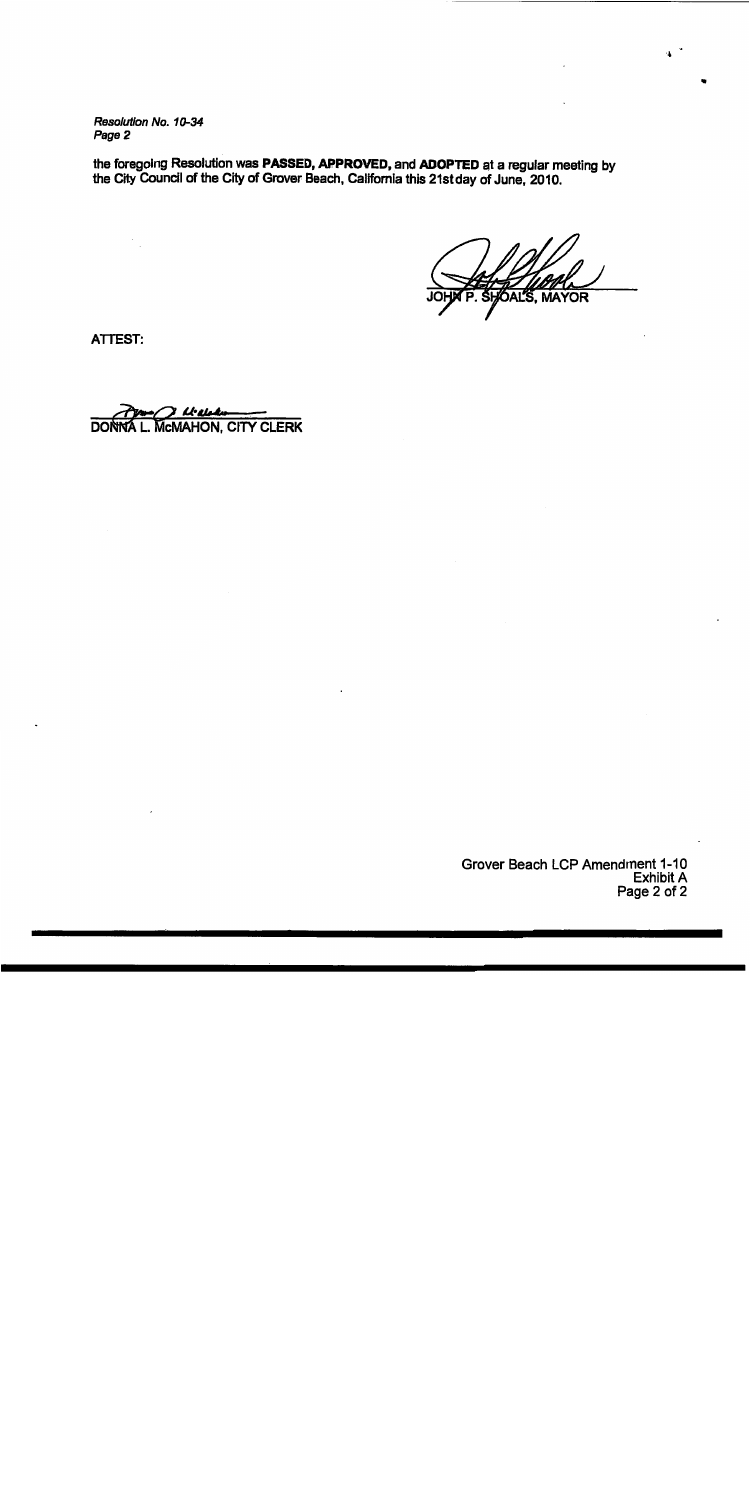*Resolution No. 10-34*
*Page 2*

the foregoing Resolution was **PASSED, APPROVED,** and **ADOPTED** at a regular meeting by the City Council of the City of Grover Beach, California this 21st day of June, 2010.

JOHN P. SHOALS, MAYOR

ATTEST:

DONNA L. McMAHON, CITY CLERK

Grover Beach LCP Amendment 1-10
Exhibit A
Page 2 of 2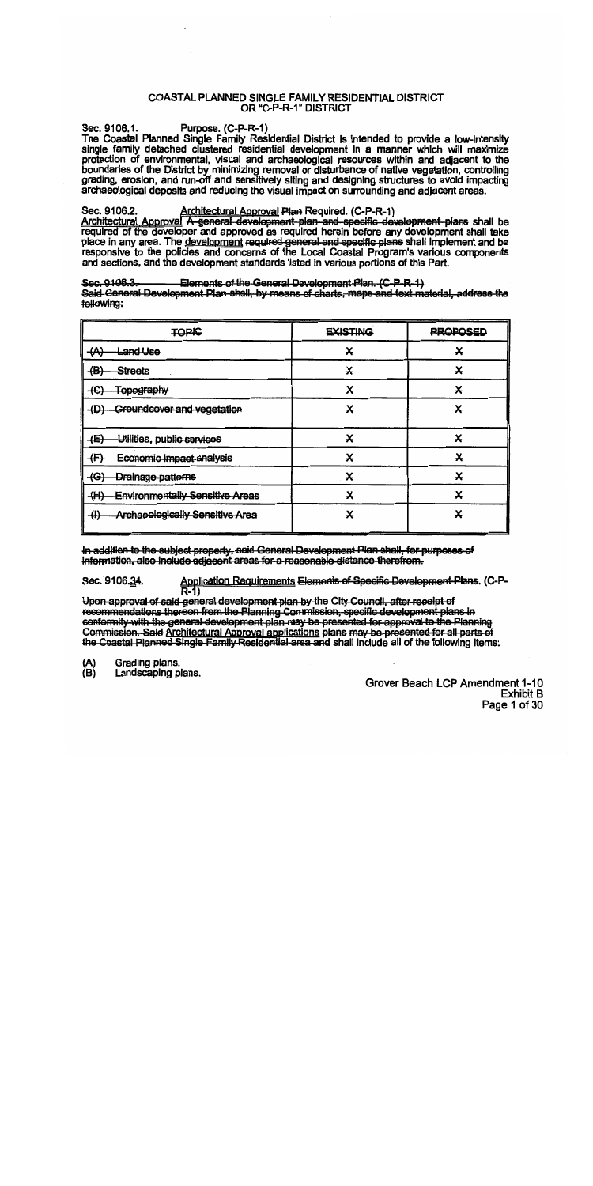# COASTAL PLANNED SINGLE FAMILY RESIDENTIAL DISTRICT OR "C-P-R-1" DISTRICT

**Sec. 9106.1. Purpose. (C-P-R-1)**
The Coastal Planned Single Family Residential District is intended to provide a low-intensity single family detached clustered residential development in a manner which will maximize protection of environmental, visual and archaeological resources within and adjacent to the boundaries of the District by minimizing removal or disturbance of native vegetation, controlling grading, erosion, and run-off and sensitively siting and designing structures to avoid impacting archaeological deposits and reducing the visual impact on surrounding and adjacent areas.

**Sec. 9106.2. Architectural Approval ~~Plan~~ Required. (C-P-R-1)**
Architectural Approval ~~A general development plan and specific development plans~~ shall be required of the developer and approved as required herein before any development shall take place in any area. The development ~~required general and specific plans~~ shall implement and be responsive to the policies and concerns of the Local Coastal Program's various components and sections, and the development standards listed in various portions of this Part.

~~**Sec. 9106.3. Elements of the General Development Plan. (C-P-R-1)**~~
~~Said General Development Plan shall, by means of charts, maps and text material, address the following:~~

| ~~TOPIC~~ | ~~EXISTING~~ | ~~PROPOSED~~ |
|---|---|---|
| ~~(A) Land Use~~ | ~~X~~ | ~~X~~ |
| ~~(B) Streets~~ | ~~X~~ | ~~X~~ |
| ~~(C) Topography~~ | ~~X~~ | ~~X~~ |
| ~~(D) Groundcover and vegetation~~ | ~~X~~ | ~~X~~ |
| ~~(E) Utilities, public services~~ | ~~X~~ | ~~X~~ |
| ~~(F) Economic impact analysis~~ | ~~X~~ | ~~X~~ |
| ~~(G) Drainage patterns~~ | ~~X~~ | ~~X~~ |
| ~~(H) Environmentally Sensitive Areas~~ | ~~X~~ | ~~X~~ |
| ~~(I) Archaeologically Sensitive Area~~ | ~~X~~ | ~~X~~ |

~~In addition to the subject property, said General Development Plan shall, for purposes of information, also include adjacent areas for a reasonable distance therefrom.~~

**Sec. 9106.~~3~~4. Application Requirements ~~Elements of Specific Development Plans~~. (C-P-R-1)**
~~Upon approval of said general development plan by the City Council, after receipt of recommendations thereon from the Planning Commission, specific development plans in conformity with the general development plan may be presented for approval to the Planning Commission. Said~~ Architectural Approval applications ~~plans may be presented for all parts of the Coastal Planned Single Family Residential area and~~ shall include all of the following items:

(A) Grading plans.
(B) Landscaping plans.

Grover Beach LCP Amendment 1-10
Exhibit B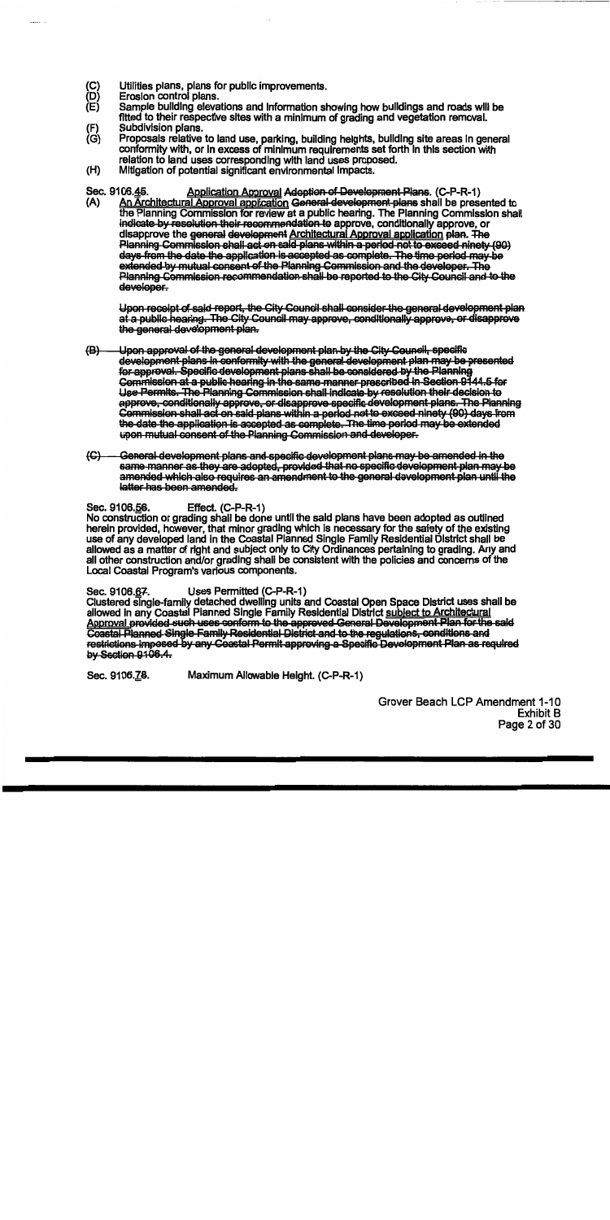(C) Utilities plans, plans for public improvements.

(D) Erosion control plans.

(E) Sample building elevations and information showing how buildings and roads will be fitted to their respective sites with a minimum of grading and vegetation removal.

(F) Subdivision plans.

(G) Proposals relative to land use, parking, building heights, building site areas in general conformity with, or in excess of minimum requirements set forth in this section with relation to land uses corresponding with land uses proposed.

(H) Mitigation of potential significant environmental impacts.

Sec. 9106.~~4~~<u>5</u>. <u>Application Approval</u> ~~Adoption of Development Plans~~. (C-P-R-1)

(A) <u>An Architectural Approval application</u> ~~General development plans~~ shall be presented to the Planning Commission for review at a public hearing. The Planning Commission shall ~~indicate by resolution their recommendation to~~ approve, conditionally approve, or disapprove the ~~general development~~ <u>Architectural Approval application</u> plan. ~~The Planning Commission shall act on said plans within a period not to exceed ninety (90) days from the date the application is accepted as complete. The time period may be extended by mutual consent of the Planning Commission and the developer. The Planning Commission recommendation shall be reported to the City Council and to the developer.~~

~~Upon receipt of said report, the City Council shall consider the general development plan at a public hearing. The City Council may approve, conditionally approve, or disapprove the general development plan.~~

~~(B) Upon approval of the general development plan by the City Council, specific development plans in conformity with the general development plan may be presented for approval. Specific development plans shall be considered by the Planning Commission at a public hearing in the same manner prescribed in Section 9144.5 for Use Permits. The Planning Commission shall indicate by resolution their decision to approve, conditionally approve, or disapprove specific development plans. The Planning Commission shall act on said plans within a period not to exceed ninety (90) days from the date the application is accepted as complete. The time period may be extended upon mutual consent of the Planning Commission and developer.~~

~~(C) General development plans and specific development plans may be amended in the same manner as they are adopted, provided that no specific development plan may be amended which also requires an amendment to the general development plan until the latter has been amended.~~

Sec. 9106.~~5~~<u>6</u>. Effect. (C-P-R-1)

No construction or grading shall be done until the said plans have been adopted as outlined herein provided, however, that minor grading which is necessary for the safety of the existing use of any developed land in the Coastal Planned Single Family Residential District shall be allowed as a matter of right and subject only to City Ordinances pertaining to grading. Any and all other construction and/or grading shall be consistent with the policies and concerns of the Local Coastal Program's various components.

Sec. 9106.~~6~~<u>7</u>. Uses Permitted (C-P-R-1)

Clustered single-family detached dwelling units and Coastal Open Space District uses shall be allowed in any Coastal Planned Single Family Residential District <u>subject to Architectural Approval</u> ~~provided such uses conform to the approved General Development Plan for the said Coastal Planned Single Family Residential District and to the regulations, conditions and restrictions imposed by any Coastal Permit approving a Specific Development Plan as required by Section 9106.4.~~

Sec. 9106.~~7~~<u>8</u>. Maximum Allowable Height. (C-P-R-1)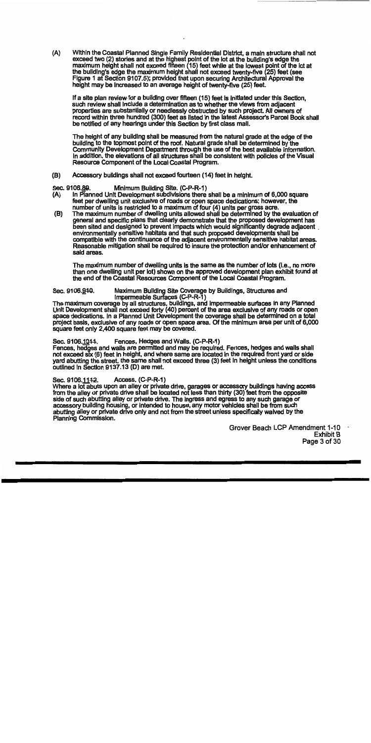(A) Within the Coastal Planned Single Family Residential District, a main structure shall not exceed two (2) stories and at the highest point of the lot at the building's edge the maximum height shall not exceed fifteen (15) feet while at the lowest point of the lot at the building's edge the maximum height shall not exceed twenty-five (25) feet (see Figure 1 at Section 9107.5); provided that upon securing Architectural Approval the height may be increased to an average height of twenty-five (25) feet.

If a site plan review for a building over fifteen (15) feet is initiated under this Section, such review shall include a determination as to whether the views from adjacent properties are substantially or needlessly obstructed by such project. All owners of record within three hundred (300) feet as listed in the latest Assessor's Parcel Book shall be notified of any hearings under this Section by first class mail.

The height of any building shall be measured from the natural grade at the edge of the building to the topmost point of the roof. Natural grade shall be determined by the Community Development Department through the use of the best available information. In addition, the elevations of all structures shall be consistent with policies of the Visual Resource Component of the Local Coastal Program.

(B) Accessory buildings shall not exceed fourteen (14) feet in height.

Sec. 9106.89. Minimum Building Site. (C-P-R-1)

(A) In Planned Unit Development subdivisions there shall be a minimum of 6,000 square feet per dwelling unit exclusive of roads or open space dedications; however, the number of units is restricted to a maximum of four (4) units per gross acre.

(B) The maximum number of dwelling units allowed shall be determined by the evaluation of general and specific plans that clearly demonstrate that the proposed development has been sited and designed to prevent impacts which would significantly degrade adjacent environmentally sensitive habitats and that such proposed developments shall be compatible with the continuance of the adjacent environmentally sensitive habitat areas. Reasonable mitigation shall be required to insure the protection and/or enhancement of said areas.

The maximum number of dwelling units is the same as the number of lots (i.e., no more than one dwelling unit per lot) shown on the approved development plan exhibit found at the end of the Coastal Resources Component of the Local Coastal Program.

Sec. 9106.910. Maximum Building Site Coverage by Buildings, Structures and Impermeable Surfaces (C-P-R-1)

The maximum coverage by all structures, buildings, and impermeable surfaces in any Planned Unit Development shall not exceed forty (40) percent of the area exclusive of any roads or open space dedications. In a Planned Unit Development the coverage shall be determined on a total project basis, exclusive of any roads or open space area. Of the minimum area per unit of 6,000 square feet only 2,400 square feet may be covered.

Sec. 9106.1011. Fences, Hedges and Walls. (C-P-R-1)

Fences, hedges and walls are permitted and may be required. Fences, hedges and walls shall not exceed six (6) feet in height, and where same are located in the required front yard or side yard abutting the street, the same shall not exceed three (3) feet in height unless the conditions outlined in Section 9137.13 (D) are met.

Sec. 9106.1112. Access. (C-P-R-1)

Where a lot abuts upon an alley or private drive, garages or accessory buildings having access from the alley or private drive shall be located not less than thirty (30) feet from the opposite side of such abutting alley or private drive. The ingress and egress to any such garage or accessory building housing, or intended to house, any motor vehicles shall be from such abutting alley or private drive only and not from the street unless specifically waived by the Planning Commission.

Grover Beach LCP Amendment 1-10
Exhibit B
Page 3 of 30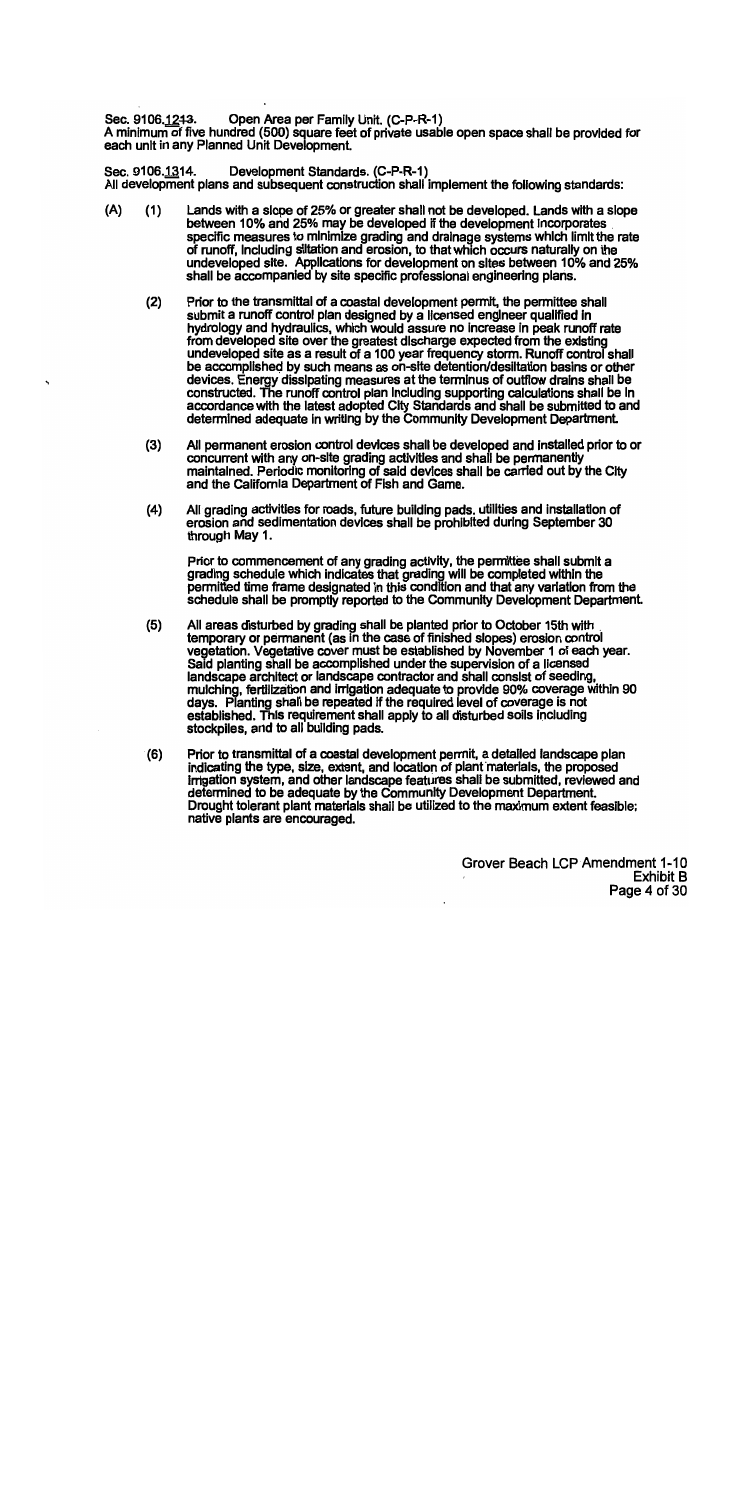Sec. 9106.1213. Open Area per Family Unit. (C-P-R-1)
A minimum of five hundred (500) square feet of private usable open space shall be provided for each unit in any Planned Unit Development.

Sec. 9106.1314. Development Standards. (C-P-R-1)
All development plans and subsequent construction shall implement the following standards:

(A) (1) Lands with a slope of 25% or greater shall not be developed. Lands with a slope between 10% and 25% may be developed if the development incorporates specific measures to minimize grading and drainage systems which limit the rate of runoff, including siltation and erosion, to that which occurs naturally on the undeveloped site. Applications for development on sites between 10% and 25% shall be accompanied by site specific professional engineering plans.

(2) Prior to the transmittal of a coastal development permit, the permittee shall submit a runoff control plan designed by a licensed engineer qualified in hydrology and hydraulics, which would assure no increase in peak runoff rate from developed site over the greatest discharge expected from the existing undeveloped site as a result of a 100 year frequency storm. Runoff control shall be accomplished by such means as on-site detention/desiltation basins or other devices. Energy dissipating measures at the terminus of outflow drains shall be constructed. The runoff control plan including supporting calculations shall be in accordance with the latest adopted City Standards and shall be submitted to and determined adequate in writing by the Community Development Department.

(3) All permanent erosion control devices shall be developed and installed prior to or concurrent with any on-site grading activities and shall be permanently maintained. Periodic monitoring of said devices shall be carried out by the City and the California Department of Fish and Game.

(4) All grading activities for roads, future building pads, utilities and installation of erosion and sedimentation devices shall be prohibited during September 30 through May 1.

Prior to commencement of any grading activity, the permittee shall submit a grading schedule which indicates that grading will be completed within the permitted time frame designated in this condition and that any variation from the schedule shall be promptly reported to the Community Development Department.

(5) All areas disturbed by grading shall be planted prior to October 15th with temporary or permanent (as in the case of finished slopes) erosion control vegetation. Vegetative cover must be established by November 1 of each year. Said planting shall be accomplished under the supervision of a licensed landscape architect or landscape contractor and shall consist of seeding, mulching, fertilization and irrigation adequate to provide 90% coverage within 90 days. Planting shall be repeated if the required level of coverage is not established. This requirement shall apply to all disturbed soils including stockpiles, and to all building pads.

(6) Prior to transmittal of a coastal development permit, a detailed landscape plan indicating the type, size, extent, and location of plant materials, the proposed irrigation system, and other landscape features shall be submitted, reviewed and determined to be adequate by the Community Development Department. Drought tolerant plant materials shall be utilized to the maximum extent feasible; native plants are encouraged.

Grover Beach LCP Amendment 1-10
Exhibit B
Page 4 of 30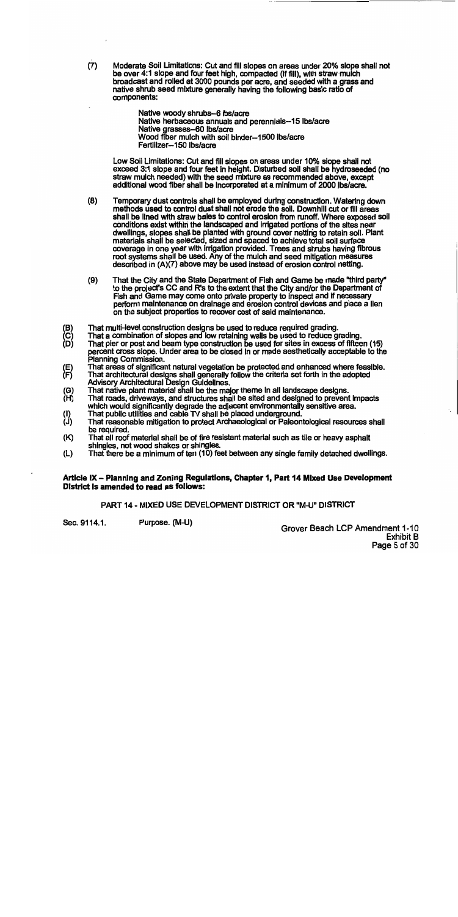(7) Moderate Soil Limitations: Cut and fill slopes on areas under 20% slope shall not be over 4:1 slope and four feet high, compacted (if fill), with straw mulch broadcast and rolled at 3000 pounds per acre, and seeded with a grass and native shrub seed mixture generally having the following basic ratio of components:

Native woody shrubs–6 lbs/acre
Native herbaceous annuals and perennials–15 lbs/acre
Native grasses–60 lbs/acre
Wood fiber mulch with soil binder–1500 lbs/acre
Fertilizer–150 lbs/acre

Low Soil Limitations: Cut and fill slopes on areas under 10% slope shall not exceed 3:1 slope and four feet in height. Disturbed soil shall be hydroseeded (no straw mulch needed) with the seed mixture as recommended above, except additional wood fiber shall be incorporated at a minimum of 2000 lbs/acre.

(8) Temporary dust controls shall be employed during construction. Watering down methods used to control dust shall not erode the soil. Downhill cut or fill areas shall be lined with straw bales to control erosion from runoff. Where exposed soil conditions exist within the landscaped and irrigated portions of the sites near dwellings, slopes shall be planted with ground cover netting to retain soil. Plant materials shall be selected, sized and spaced to achieve total soil surface coverage in one year with irrigation provided. Trees and shrubs having fibrous root systems shall be used. Any of the mulch and seed mitigation measures described in (A)(7) above may be used instead of erosion control netting.

(9) That the City and the State Department of Fish and Game be made "third party" to the project's CC and R's to the extent that the City and/or the Department of Fish and Game may come onto private property to inspect and if necessary perform maintenance on drainage and erosion control devices and place a lien on the subject properties to recover cost of said maintenance.

(B) That multi-level construction designs be used to reduce required grading.
(C) That a combination of slopes and low retaining walls be used to reduce grading.
(D) That pier or post and beam type construction be used for sites in excess of fifteen (15) percent cross slope. Under area to be closed in or made aesthetically acceptable to the Planning Commission.
(E) That areas of significant natural vegetation be protected and enhanced where feasible.
(F) That architectural designs shall generally follow the criteria set forth in the adopted Advisory Architectural Design Guidelines.
(G) That native plant material shall be the major theme in all landscape designs.
(H) That roads, driveways, and structures shall be sited and designed to prevent impacts which would significantly degrade the adjacent environmentally sensitive area.
(I) That public utilities and cable TV shall be placed underground.
(J) That reasonable mitigation to protect Archaeological or Paleontological resources shall be required.
(K) That all roof material shall be of fire resistant material such as tile or heavy asphalt shingles, not wood shakes or shingles.
(L) That there be a minimum of ten (10) feet between any single family detached dwellings.

**Article IX – Planning and Zoning Regulations, Chapter 1, Part 14 Mixed Use Development District is amended to read as follows:**

PART 14 - MIXED USE DEVELOPMENT DISTRICT OR "M-U" DISTRICT

Sec. 9114.1. Purpose. (M-U)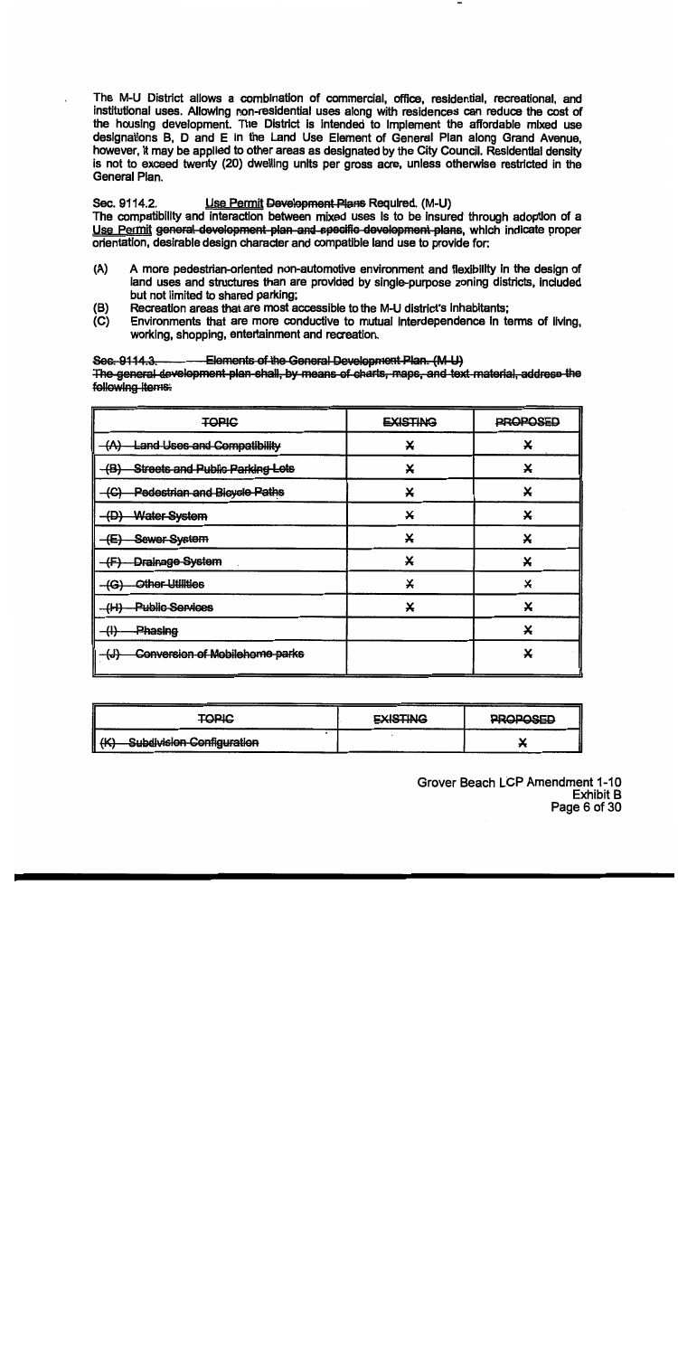The M-U District allows a combination of commercial, office, residential, recreational, and institutional uses. Allowing non-residential uses along with residences can reduce the cost of the housing development. The District is intended to implement the affordable mixed use designations B, D and E in the Land Use Element of General Plan along Grand Avenue, however, it may be applied to other areas as designated by the City Council. Residential density is not to exceed twenty (20) dwelling units per gross acre, unless otherwise restricted in the General Plan.

Sec. 9114.2. Use Permit ~~Development Plans~~ Required. (M-U)

The compatibility and interaction between mixed uses is to be insured through adoption of a Use Permit ~~general development plan and specific development plans~~, which indicate proper orientation, desirable design character and compatible land use to provide for:

(A) A more pedestrian-oriented non-automotive environment and flexibility in the design of land uses and structures than are provided by single-purpose zoning districts, included but not limited to shared parking;

(B) Recreation areas that are most accessible to the M-U district's inhabitants;

(C) Environments that are more conductive to mutual interdependence in terms of living, working, shopping, entertainment and recreation.

~~Sec. 9114.3. Elements of the General Development Plan. (M-U)~~

~~The general development plan shall, by means of charts, maps, and text material, address the following items:~~

| ~~TOPIC~~ | ~~EXISTING~~ | ~~PROPOSED~~ |
|---|---|---|
| ~~(A) Land Uses and Compatibility~~ | ~~X~~ | ~~X~~ |
| ~~(B) Streets and Public Parking Lots~~ | ~~X~~ | ~~X~~ |
| ~~(C) Pedestrian and Bicycle Paths~~ | ~~X~~ | ~~X~~ |
| ~~(D) Water System~~ | ~~X~~ | ~~X~~ |
| ~~(E) Sewer System~~ | ~~X~~ | ~~X~~ |
| ~~(F) Drainage System~~ | ~~X~~ | ~~X~~ |
| ~~(G) Other Utilities~~ | ~~X~~ | ~~X~~ |
| ~~(H) Public Services~~ | ~~X~~ | ~~X~~ |
| ~~(I) Phasing~~ | | ~~X~~ |
| ~~(J) Conversion of Mobilehome parks~~ | | ~~X~~ |
| ~~(K) Subdivision Configuration~~ | | ~~X~~ |

Grover Beach LCP Amendment 1-10
Exhibit B
Page 6 of 30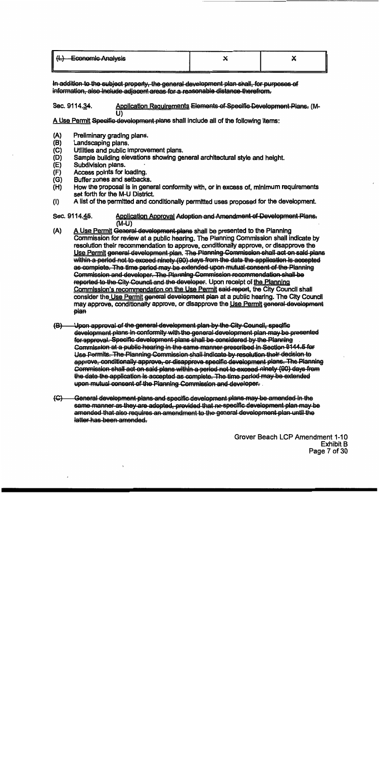| ~~(L) Economic Analysis~~ | x | x |
|---|---|---|

~~In addition to the subject property, the general development plan shall, for purposes of information, also include adjacent areas for a reasonable distance therefrom.~~

Sec. 9114.~~3~~4. <u>Application Requirements</u> ~~Elements of Specific Development Plans.~~ (M-U)

<u>A Use Permit</u> ~~Specific development plans~~ shall include all of the following items:

(A) Preliminary grading plans.
(B) Landscaping plans.
(C) Utilities and public improvement plans.
(D) Sample building elevations showing general architectural style and height.
(E) Subdivision plans.
(F) Access points for loading.
(G) Buffer zones and setbacks.
(H) How the proposal is in general conformity with, or in excess of, minimum requirements set forth for the M-U District.
(I) A list of the permitted and conditionally permitted uses proposed for the development.

Sec. 9114.~~4~~5. <u>Application Approval</u> ~~Adoption and Amendment of Development Plans.~~ (M-U)

(A) <u>A Use Permit</u> ~~General development plans~~ shall be presented to the Planning Commission for review at a public hearing. The Planning Commission shall indicate by resolution their recommendation to approve, conditionally approve, or disapprove the <u>Use Permit</u> ~~general development plan. The Planning Commission shall act on said plans within a period not to exceed ninety (90) days from the date the application is accepted as complete. The time period may be extended upon mutual consent of the Planning Commission and developer. The Planning Commission recommendation shall be reported to the City Council and the developer.~~ Upon receipt of <u>the Planning Commission's recommendation on the Use Permit</u> ~~said report~~, the City Council shall consider the <u>Use Permit</u> ~~general development plan~~ at a public hearing. The City Council may approve, conditionally approve, or disapprove the <u>Use Permit</u> ~~general development plan~~

~~(B) Upon approval of the general development plan by the City Council, specific development plans in conformity with the general development plan may be presented for approval. Specific development plans shall be considered by the Planning Commission at a public hearing in the same manner prescribed in Section 9144.5 for Use Permits. The Planning Commission shall indicate by resolution their decision to approve, conditionally approve, or disapprove specific development plans. The Planning Commission shall act on said plans within a period not to exceed ninety (90) days from the date the application is accepted as complete. The time period may be extended upon mutual consent of the Planning Commission and developer.~~

~~(C) General development plans and specific development plans may be amended in the same manner as they are adopted, provided that no specific development plan may be amended that also requires an amendment to the general development plan until the latter has been amended.~~

Grover Beach LCP Amendment 1-10
Exhibit B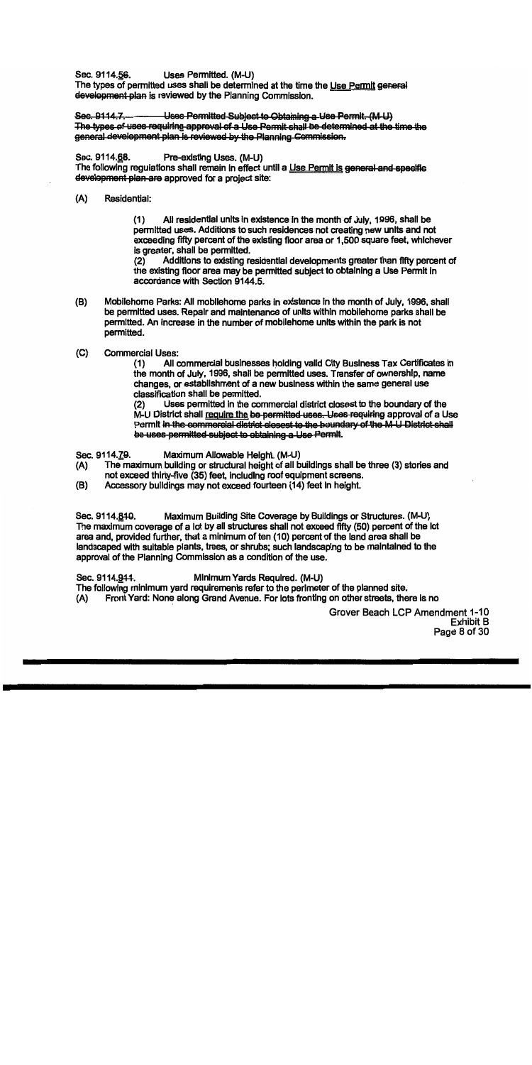Sec. 9114.~~5~~6. Uses Permitted. (M-U)
The types of permitted uses shall be determined at the time the Use Permit ~~general development plan~~ is reviewed by the Planning Commission.

~~Sec. 9114.7. Uses Permitted Subject to Obtaining a Use Permit. (M-U) The types of uses requiring approval of a Use Permit shall be determined at the time the general development plan is reviewed by the Planning Commission.~~

Sec. 9114.~~6~~8. Pre-existing Uses. (M-U)
The following regulations shall remain in effect until a Use Permit is ~~general and specific development plan are~~ approved for a project site:

(A) Residential:

(1) All residential units in existence in the month of July, 1996, shall be permitted uses. Additions to such residences not creating new units and not exceeding fifty percent of the existing floor area or 1,500 square feet, whichever is greater, shall be permitted.

(2) Additions to existing residential developments greater than fifty percent of the existing floor area may be permitted subject to obtaining a Use Permit in accordance with Section 9144.5.

(B) Mobilehome Parks: All mobilehome parks in existence in the month of July, 1996, shall be permitted uses. Repair and maintenance of units within mobilehome parks shall be permitted. An increase in the number of mobilehome units within the park is not permitted.

(C) Commercial Uses:

(1) All commercial businesses holding valid City Business Tax Certificates in the month of July, 1996, shall be permitted uses. Transfer of ownership, name changes, or establishment of a new business within the same general use classification shall be permitted.

(2) Uses permitted in the commercial district closest to the boundary of the M-U District shall require the ~~be permitted uses. Uses requiring~~ approval of a Use Permit ~~in the commercial district closest to the boundary of the M-U District shall be uses permitted subject to obtaining a Use Permit~~.

Sec. 9114.~~7~~9. Maximum Allowable Height. (M-U)

(A) The maximum building or structural height of all buildings shall be three (3) stories and not exceed thirty-five (35) feet, including roof equipment screens.

(B) Accessory buildings may not exceed fourteen (14) feet in height.

Sec. 9114.~~8~~10. Maximum Building Site Coverage by Buildings or Structures. (M-U)
The maximum coverage of a lot by all structures shall not exceed fifty (50) percent of the lot area and, provided further, that a minimum of ten (10) percent of the land area shall be landscaped with suitable plants, trees, or shrubs; such landscaping to be maintained to the approval of the Planning Commission as a condition of the use.

Sec. 9114.~~9~~11. Minimum Yards Required. (M-U)
The following minimum yard requirements refer to the perimeter of the planned site.

(A) Front Yard: None along Grand Avenue. For lots fronting on other streets, there is no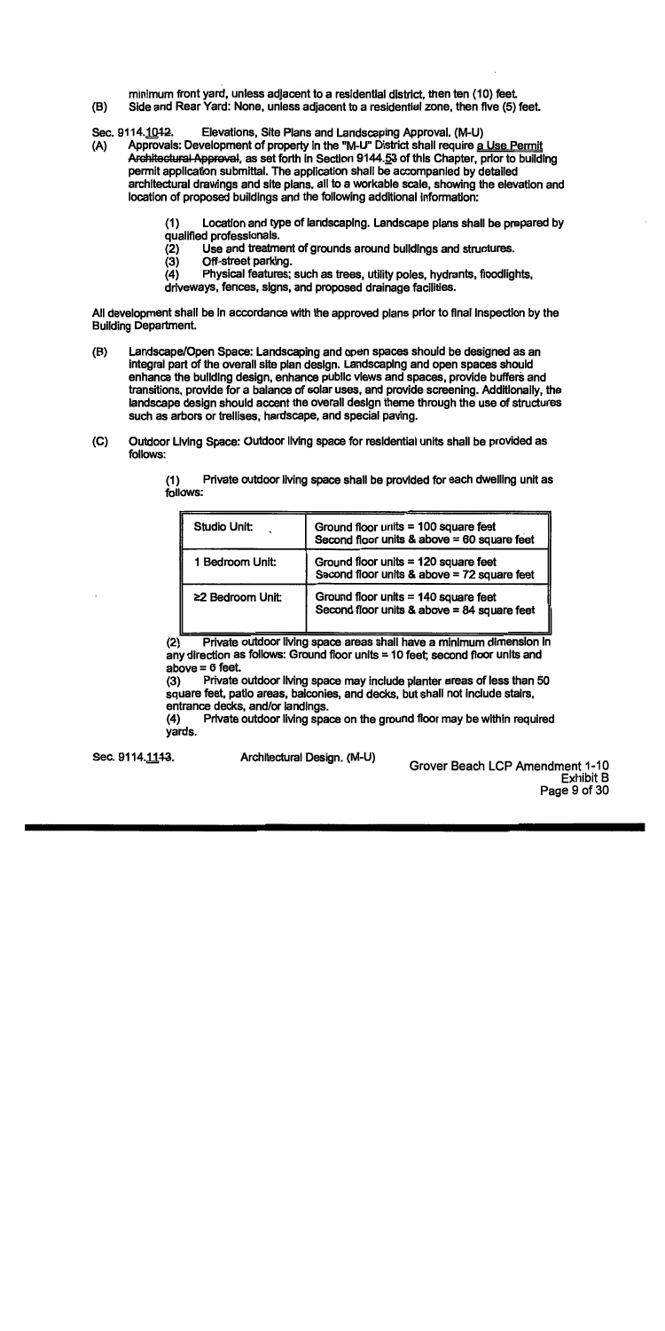minimum front yard, unless adjacent to a residential district, then ten (10) feet.

(B) Side and Rear Yard: None, unless adjacent to a residential zone, then five (5) feet.

Sec. 9114.1012. Elevations, Site Plans and Landscaping Approval. (M-U)

(A) Approvals: Development of property in the "M-U" District shall require a Use Permit ~~Architectural Approval~~, as set forth in Section 9144.53 of this Chapter, prior to building permit application submittal. The application shall be accompanied by detailed architectural drawings and site plans, all to a workable scale, showing the elevation and location of proposed buildings and the following additional information:

(1) Location and type of landscaping. Landscape plans shall be prepared by qualified professionals.
(2) Use and treatment of grounds around buildings and structures.
(3) Off-street parking.
(4) Physical features; such as trees, utility poles, hydrants, floodlights, driveways, fences, signs, and proposed drainage facilities.

All development shall be in accordance with the approved plans prior to final inspection by the Building Department.

(B) Landscape/Open Space: Landscaping and open spaces should be designed as an integral part of the overall site plan design. Landscaping and open spaces should enhance the building design, enhance public views and spaces, provide buffers and transitions, provide for a balance of solar uses, and provide screening. Additionally, the landscape design should accent the overall design theme through the use of structures such as arbors or trellises, hardscape, and special paving.

(C) Outdoor Living Space: Outdoor living space for residential units shall be provided as follows:

(1) Private outdoor living space shall be provided for each dwelling unit as follows:

| Unit Type | Required Space |
|---|---|
| Studio Unit: | Ground floor units = 100 square feet<br>Second floor units & above = 60 square feet |
| 1 Bedroom Unit: | Ground floor units = 120 square feet<br>Second floor units & above = 72 square feet |
| ≥2 Bedroom Unit: | Ground floor units = 140 square feet<br>Second floor units & above = 84 square feet |

(2) Private outdoor living space areas shall have a minimum dimension in any direction as follows: Ground floor units = 10 feet; second floor units and above = 6 feet.

(3) Private outdoor living space may include planter areas of less than 50 square feet, patio areas, balconies, and decks, but shall not include stairs, entrance decks, and/or landings.

(4) Private outdoor living space on the ground floor may be within required yards.

Sec. 9114.1113. Architectural Design. (M-U)

Grover Beach LCP Amendment 1-10
Exhibit B
Page 9 of 30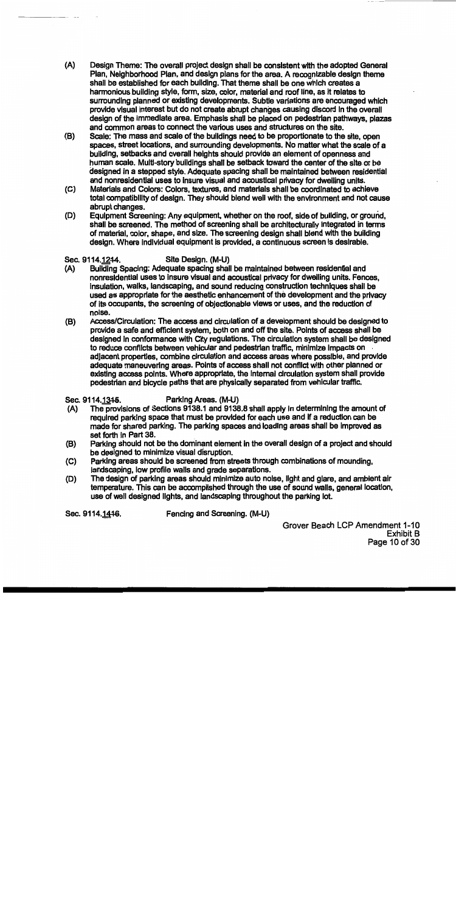(A) Design Theme: The overall project design shall be consistent with the adopted General Plan, Neighborhood Plan, and design plans for the area. A recognizable design theme shall be established for each building. That theme shall be one which creates a harmonious building style, form, size, color, material and roof line, as it relates to surrounding planned or existing developments. Subtle variations are encouraged which provide visual interest but do not create abrupt changes causing discord in the overall design of the immediate area. Emphasis shall be placed on pedestrian pathways, plazas and common areas to connect the various uses and structures on the site.

(B) Scale: The mass and scale of the buildings need to be proportionate to the site, open spaces, street locations, and surrounding developments. No matter what the scale of a building, setbacks and overall heights should provide an element of openness and human scale. Multi-story buildings shall be setback toward the center of the site or be designed in a stepped style. Adequate spacing shall be maintained between residential and nonresidential uses to insure visual and acoustical privacy for dwelling units.

(C) Materials and Colors: Colors, textures, and materials shall be coordinated to achieve total compatibility of design. They should blend well with the environment and not cause abrupt changes.

(D) Equipment Screening: Any equipment, whether on the roof, side of building, or ground, shall be screened. The method of screening shall be architecturally integrated in terms of material, color, shape, and size. The screening design shall blend with the building design. Where individual equipment is provided, a continuous screen is desirable.

Sec. 9114.1214. Site Design. (M-U)

(A) Building Spacing: Adequate spacing shall be maintained between residential and nonresidential uses to insure visual and acoustical privacy for dwelling units. Fences, insulation, walks, landscaping, and sound reducing construction techniques shall be used as appropriate for the aesthetic enhancement of the development and the privacy of its occupants, the screening of objectionable views or uses, and the reduction of noise.

(B) Access/Circulation: The access and circulation of a development should be designed to provide a safe and efficient system, both on and off the site. Points of access shall be designed in conformance with City regulations. The circulation system shall be designed to reduce conflicts between vehicular and pedestrian traffic, minimize impacts on adjacent properties, combine circulation and access areas where possible, and provide adequate maneuvering areas. Points of access shall not conflict with other planned or existing access points. Where appropriate, the internal circulation system shall provide pedestrian and bicycle paths that are physically separated from vehicular traffic.

Sec. 9114.1315. Parking Areas. (M-U)

(A) The provisions of Sections 9138.1 and 9138.8 shall apply in determining the amount of required parking space that must be provided for each use and if a reduction can be made for shared parking. The parking spaces and loading areas shall be improved as set forth in Part 38.

(B) Parking should not be the dominant element in the overall design of a project and should be designed to minimize visual disruption.

(C) Parking areas should be screened from streets through combinations of mounding, landscaping, low profile walls and grade separations.

(D) The design of parking areas should minimize auto noise, light and glare, and ambient air temperature. This can be accomplished through the use of sound walls, general location, use of well designed lights, and landscaping throughout the parking lot.

Sec. 9114.1416. Fencing and Screening. (M-U)

Grover Beach LCP Amendment 1-10
Exhibit B
Page 10 of 30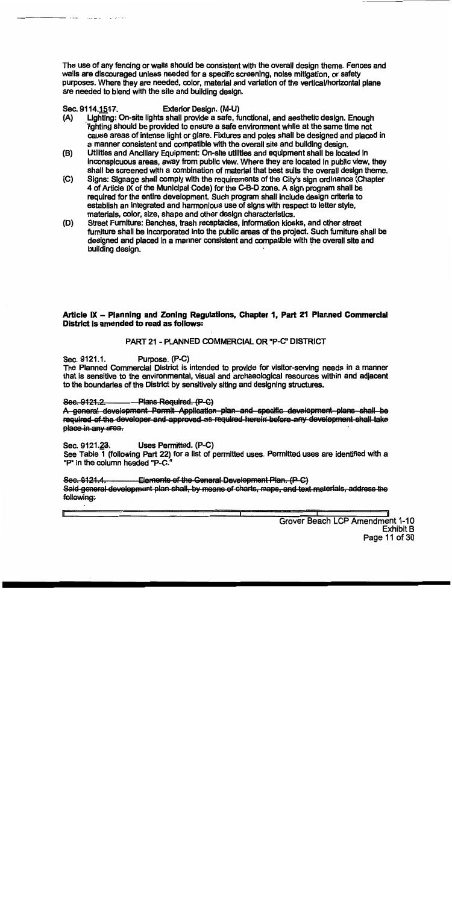The use of any fencing or walls should be consistent with the overall design theme. Fences and walls are discouraged unless needed for a specific screening, noise mitigation, or safety purposes. Where they are needed, color, material and variation of the vertical/horizontal plane are needed to blend with the site and building design.

Sec. 9114.1517. Exterior Design. (M-U)

(A) Lighting: On-site lights shall provide a safe, functional, and aesthetic design. Enough lighting should be provided to ensure a safe environment while at the same time not cause areas of intense light or glare. Fixtures and poles shall be designed and placed in a manner consistent and compatible with the overall site and building design.

(B) Utilities and Ancillary Equipment: On-site utilities and equipment shall be located in inconspicuous areas, away from public view. Where they are located in public view, they shall be screened with a combination of material that best suits the overall design theme.

(C) Signs: Signage shall comply with the requirements of the City's sign ordinance (Chapter 4 of Article IX of the Municipal Code) for the C-B-D zone. A sign program shall be required for the entire development. Such program shall include design criteria to establish an integrated and harmonious use of signs with respect to letter style, materials, color, size, shape and other design characteristics.

(D) Street Furniture: Benches, trash receptacles, information kiosks, and other street furniture shall be incorporated into the public areas of the project. Such furniture shall be designed and placed in a manner consistent and compatible with the overall site and building design.

**Article IX – Planning and Zoning Regulations, Chapter 1, Part 21 Planned Commercial District is amended to read as follows:**

PART 21 - PLANNED COMMERCIAL OR "P-C" DISTRICT

Sec. 9121.1. Purpose. (P-C)

The Planned Commercial District is intended to provide for visitor-serving needs in a manner that is sensitive to the environmental, visual and archaeological resources within and adjacent to the boundaries of the District by sensitively siting and designing structures.

~~Sec. 9121.2. Plans Required. (P-C)~~

~~A general development Permit Application plan and specific development plans shall be required of the developer and approved as required herein before any development shall take place in any area.~~

Sec. 9121.23. Uses Permitted. (P-C)

See Table 1 (following Part 22) for a list of permitted uses. Permitted uses are identified with a "P" in the column headed "P-C."

~~Sec. 9121.4. Elements of the General Development Plan. (P-C)~~

~~Said general development plan shall, by means of charts, maps, and text materials, address the following:~~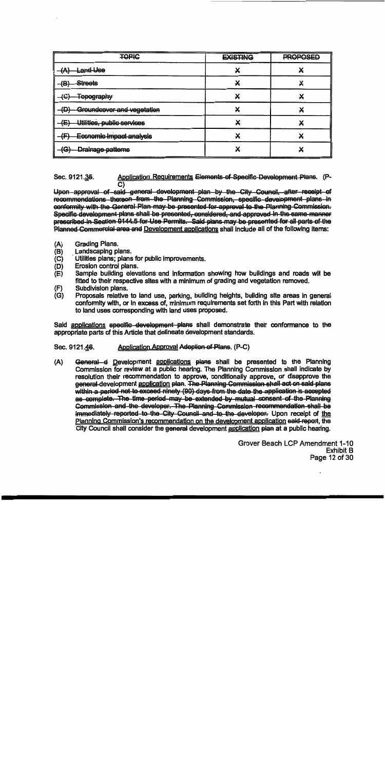| ~~TOPIC~~ | ~~EXISTING~~ | ~~PROPOSED~~ |
|---|---|---|
| ~~(A) Land Use~~ | X | X |
| ~~(B) Streets~~ | X | X |
| ~~(C) Topography~~ | X | X |
| ~~(D) Groundcover and vegetation~~ | X | X |
| ~~(E) Utilities, public services~~ | X | X |
| ~~(F) Economic impact analysis~~ | X | X |
| ~~(G) Drainage patterns~~ | X | X |

Sec. 9121.~~3~~5. <u>Application Requirements</u> ~~Elements of Specific Development Plans~~. (P-C)

~~Upon approval of said general development plan by the City Council, after receipt of recommendations thereon from the Planning Commission, specific development plans in conformity with the General Plan may be presented for approval to the Planning Commission. Specific development plans shall be presented, considered, and approved in the same manner prescribed in Section 9144.5 for Use Permits. Said plans may be presented for all parts of the Planned Commercial area and~~ <u>Development applications</u> shall include all of the following items:

(A) Grading Plans.
(B) Landscaping plans.
(C) Utilities plans; plans for public improvements.
(D) Erosion control plans.
(E) Sample building elevations and information showing how buildings and roads will be fitted to their respective sites with a minimum of grading and vegetation removed.
(F) Subdivision plans.
(G) Proposals relative to land use, parking, building heights, building site areas in general conformity with, or in excess of, minimum requirements set forth in this Part with relation to land uses corresponding with land uses proposed.

Said <u>applications</u> ~~specific development plans~~ shall demonstrate their conformance to the appropriate parts of this Article that delineate development standards.

Sec. 9121.~~4~~6. <u>Application Approval</u> ~~Adoption of Plans~~. (P-C)

(A) ~~General d~~ <u>D</u>evelopment <u>applications</u> ~~plans~~ shall be presented to the Planning Commission for review at a public hearing. The Planning Commission shall indicate by resolution their recommendation to approve, conditionally approve, or disapprove the ~~general~~ development <u>application</u> ~~plan~~. ~~The Planning Commission shall act on said plans within a period not to exceed ninety (90) days from the date the application is accepted as complete. The time period may be extended by mutual consent of the Planning Commission and the developer. The Planning Commission recommendation shall be immediately reported to the City Council and to the developer.~~ Upon receipt of <u>the Planning Commission's recommendation on the development application</u> ~~said report~~, the City Council shall consider the ~~general~~ development <u>application</u> ~~plan~~ at a public hearing.

Grover Beach LCP Amendment 1-10
Exhibit B
Page 12 of 30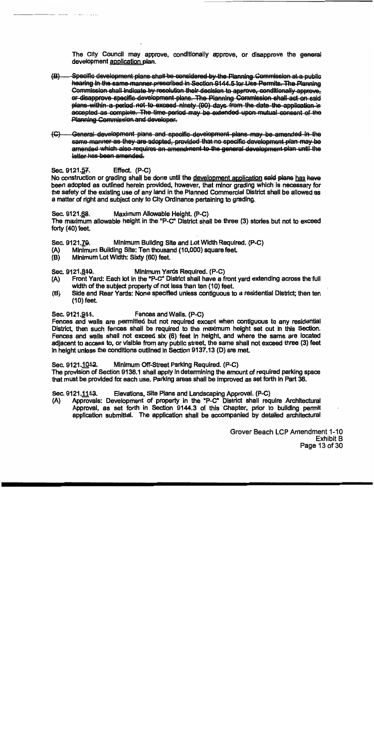The City Council may approve, conditionally approve, or disapprove the ~~general~~ development <u>application</u> ~~plan~~.

~~(B) Specific development plans shall be considered by the Planning Commission at a public hearing in the same manner prescribed in Section 9144.5 for Use Permits. The Planning Commission shall indicate by resolution their decision to approve, conditionally approve, or disapprove specific development plans. The Planning Commission shall act on said plans within a period not to exceed ninety (90) days from the date the application is accepted as complete. The time period may be extended upon mutual consent of the Planning Commission and developer.~~

~~(C) General development plans and specific development plans may be amended in the same manner as they are adopted, provided that no specific development plan may be amended which also requires an amendment to the general development plan until the latter has been amended.~~

**Sec. 9121.<u>5</u>~~7~~. Effect. (P-C)**

No construction or grading shall be done until the <u>development application</u> ~~said plans~~ <u>has</u> ~~have~~ been adopted as outlined herein provided, however, that minor grading which is necessary for the safety of the existing use of any land in the Planned Commercial District shall be allowed as a matter of right and subject only to City Ordinance pertaining to grading.

**Sec. 9121.<u>6</u>~~8~~. Maximum Allowable Height. (P-C)**

The maximum allowable height in the "P-C" District shall be three (3) stories but not to exceed forty (40) feet.

**Sec. 9121.<u>7</u>~~9~~. Minimum Building Site and Lot Width Required. (P-C)**

(A) Minimum Building Site: Ten thousand (10,000) square feet.

(B) Minimum Lot Width: Sixty (60) feet.

**Sec. 9121.<u>8</u>~~10~~. Minimum Yards Required. (P-C)**

(A) Front Yard: Each lot in the "P-C" District shall have a front yard extending across the full width of the subject property of not less than ten (10) feet.

(B) Side and Rear Yards: None specified unless contiguous to a residential District; then ten (10) feet.

**Sec. 9121.<u>9</u>~~11~~. Fences and Walls. (P-C)**

Fences and walls are permitted but not required except when contiguous to any residential District, then such fences shall be required to the maximum height set out in this Section. Fences and walls shall not exceed six (6) feet in height, and where the same are located adjacent to access to, or visible from any public street, the same shall not exceed three (3) feet in height unless the conditions outlined in Section 9137.13 (D) are met.

**Sec. 9121.<u>10</u>~~12~~. Minimum Off-Street Parking Required. (P-C)**

The provision of Section 9138.1 shall apply in determining the amount of required parking space that must be provided for each use. Parking areas shall be improved as set forth in Part 38.

**Sec. 9121.<u>11</u>~~13~~. Elevations, Site Plans and Landscaping Approval. (P-C)**

(A) Approvals: Development of property in the "P-C" District shall require Architectural Approval, as set forth in Section 9144.3 of this Chapter, prior to building permit application submittal. The application shall be accompanied by detailed architectural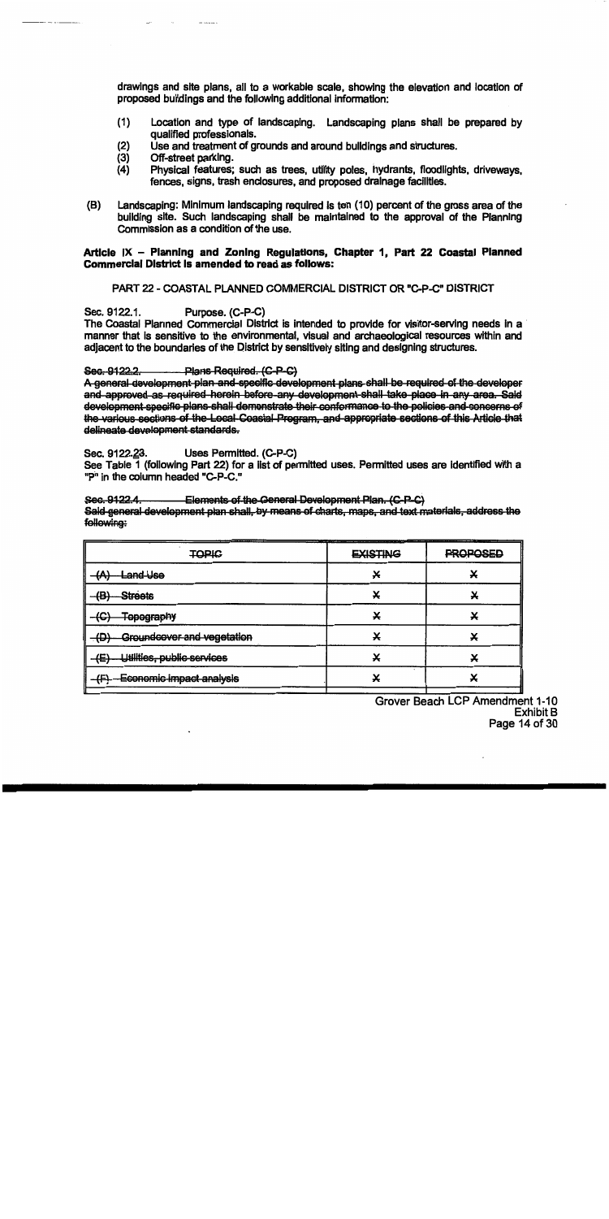drawings and site plans, all to a workable scale, showing the elevation and location of proposed buildings and the following additional information:

(1) Location and type of landscaping. Landscaping plans shall be prepared by qualified professionals.
(2) Use and treatment of grounds and around buildings and structures.
(3) Off-street parking.
(4) Physical features; such as trees, utility poles, hydrants, floodlights, driveways, fences, signs, trash enclosures, and proposed drainage facilities.

(B) Landscaping: Minimum landscaping required is ten (10) percent of the gross area of the building site. Such landscaping shall be maintained to the approval of the Planning Commission as a condition of the use.

**Article IX – Planning and Zoning Regulations, Chapter 1, Part 22 Coastal Planned Commercial District is amended to read as follows:**

PART 22 - COASTAL PLANNED COMMERCIAL DISTRICT OR "C-P-C" DISTRICT

Sec. 9122.1. Purpose. (C-P-C)
The Coastal Planned Commercial District is intended to provide for visitor-serving needs in a manner that is sensitive to the environmental, visual and archaeological resources within and adjacent to the boundaries of the District by sensitively siting and designing structures.

~~Sec. 9122.2. Plans Required. (C-P-C)~~
~~A general development plan and specific development plans shall be required of the developer and approved as required herein before any development shall take place in any area. Said development specific plans shall demonstrate their conformance to the policies and concerns of the various sections of the Local Coastal Program, and appropriate sections of this Article that delineate development standards.~~

Sec. 9122.~~2~~3. Uses Permitted. (C-P-C)
See Table 1 (following Part 22) for a list of permitted uses. Permitted uses are identified with a "P" in the column headed "C-P-C."

~~Sec. 9122.4. Elements of the General Development Plan. (C-P-C)~~
~~Said general development plan shall, by means of charts, maps, and text materials, address the following:~~

| ~~TOPIC~~ | ~~EXISTING~~ | ~~PROPOSED~~ |
|---|---|---|
| ~~(A) Land Use~~ | ~~X~~ | ~~X~~ |
| ~~(B) Streets~~ | ~~X~~ | ~~X~~ |
| ~~(C) Topography~~ | ~~X~~ | ~~X~~ |
| ~~(D) Groundcover and vegetation~~ | ~~X~~ | ~~X~~ |
| ~~(E) Utilities, public services~~ | ~~X~~ | ~~X~~ |
| ~~(F) Economic impact analysis~~ | ~~X~~ | ~~X~~ |

Grover Beach LCP Amendment 1-10
Exhibit B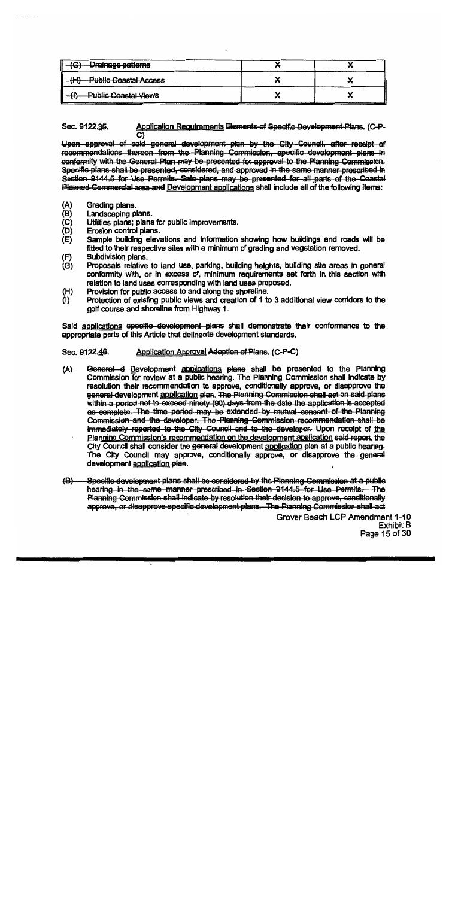| ~~(G) Drainage patterns~~ | X | X |
|---|---|---|
| ~~(H) Public Coastal Access~~ | X | X |
| ~~(I) Public Coastal Views~~ | X | X |

Sec. 9122.~~3~~5. Application Requirements ~~Elements of Specific Development Plans~~. (C-P-C)

~~Upon approval of said general development plan by the City Council, after receipt of recommendations thereon from the Planning Commission, specific development plans in conformity with the General Plan may be presented for approval to the Planning Commission. Specific plans shall be presented, considered, and approved in the same manner prescribed in Section 9144.5 for Use Permits. Said plans may be presented for all parts of the Coastal Planned Commercial area and~~ Development applications shall include all of the following items:

(A) Grading plans.
(B) Landscaping plans.
(C) Utilities plans; plans for public improvements.
(D) Erosion control plans.
(E) Sample building elevations and information showing how buildings and roads will be fitted to their respective sites with a minimum of grading and vegetation removed.
(F) Subdivision plans.
(G) Proposals relative to land use, parking, building heights, building site areas in general conformity with, or in excess of, minimum requirements set forth in this section with relation to land uses corresponding with land uses proposed.
(H) Provision for public access to and along the shoreline.
(I) Protection of existing public views and creation of 1 to 3 additional view corridors to the golf course and shoreline from Highway 1.

Said applications ~~specific development plans~~ shall demonstrate their conformance to the appropriate parts of this Article that delineate development standards.

Sec. 9122.~~4~~6. Application Approval ~~Adoption of Plans~~. (C-P-C)

(A) ~~General d~~ Development applications ~~plans~~ shall be presented to the Planning Commission for review at a public hearing. The Planning Commission shall indicate by resolution their recommendation to approve, conditionally approve, or disapprove the ~~general development~~ application ~~plan~~. ~~The Planning Commission shall act on said plans within a period not to exceed ninety (90) days from the date the application is accepted as complete. The time period may be extended by mutual consent of the Planning Commission and the developer. The Planning Commission recommendation shall be immediately reported to the City Council and to the developer.~~ Upon receipt of the Planning Commission's recommendation on the development application ~~said report~~, the City Council shall consider the ~~general~~ development application ~~plan~~ at a public hearing. The City Council may approve, conditionally approve, or disapprove the ~~general~~ development application ~~plan~~.

~~(B) Specific development plans shall be considered by the Planning Commission at a public hearing in the same manner prescribed in Section 9144.5 for Use Permits. The Planning Commission shall indicate by resolution their decision to approve, conditionally approve, or disapprove specific development plans. The Planning Commission shall act~~

Grover Beach LCP Amendment 1-10
Exhibit B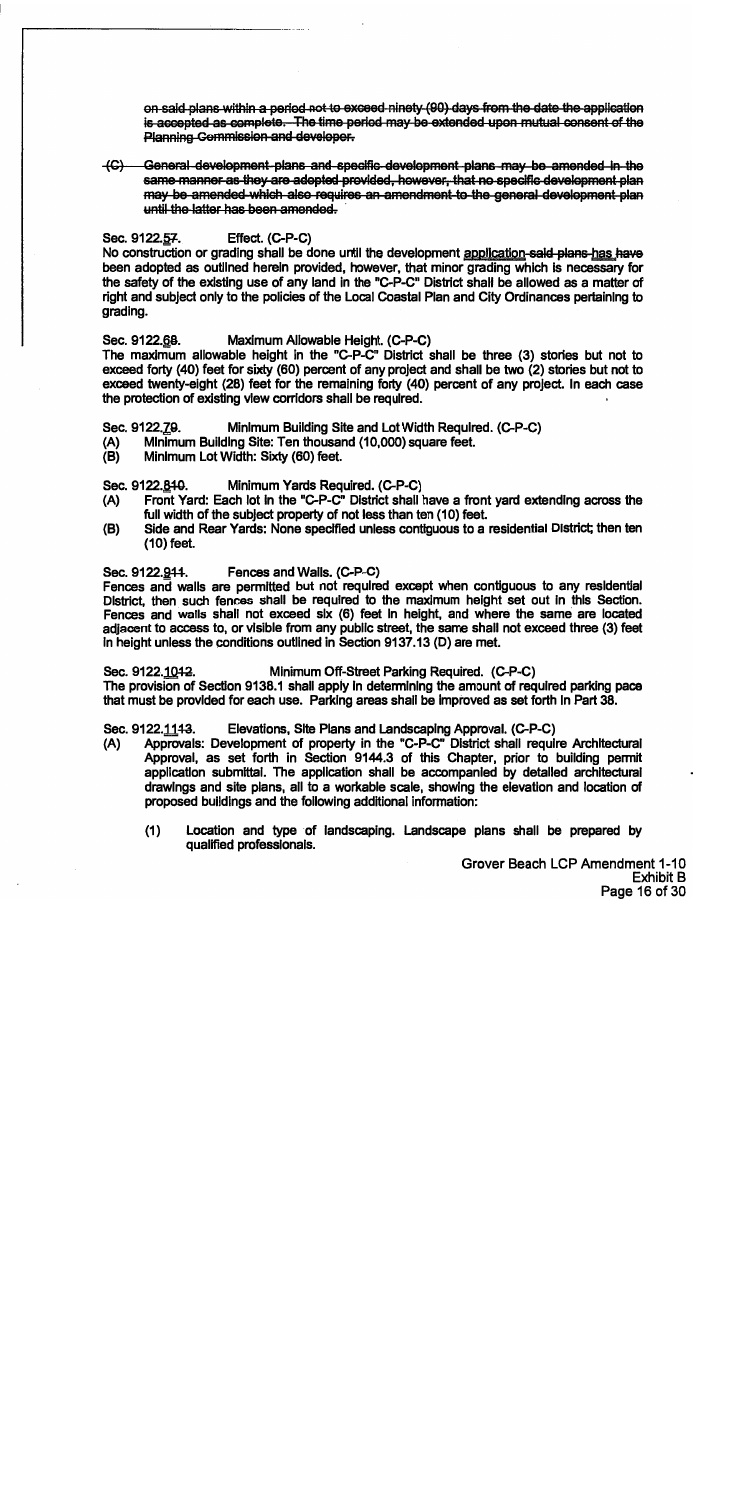~~on said plans within a period not to exceed ninety (90) days from the date the application is accepted as complete. The time period may be extended upon mutual consent of the Planning Commission and developer.~~

~~(C) General development plans and specific development plans may be amended in the same manner as they are adopted provided, however, that no specific development plan may be amended which also requires an amendment to the general development plan until the latter has been amended.~~

Sec. 9122.<u>5</u>~~7~~. Effect. (C-P-C)
No construction or grading shall be done until the development <u>application</u> ~~said plans~~ <u>has</u> ~~have~~ been adopted as outlined herein provided, however, that minor grading which is necessary for the safety of the existing use of any land in the "C-P-C" District shall be allowed as a matter of right and subject only to the policies of the Local Coastal Plan and City Ordinances pertaining to grading.

Sec. 9122.<u>6</u>~~8~~. Maximum Allowable Height. (C-P-C)
The maximum allowable height in the "C-P-C" District shall be three (3) stories but not to exceed forty (40) feet for sixty (60) percent of any project and shall be two (2) stories but not to exceed twenty-eight (28) feet for the remaining forty (40) percent of any project. In each case the protection of existing view corridors shall be required.

Sec. 9122.<u>7</u>~~9~~. Minimum Building Site and Lot Width Required. (C-P-C)
(A) Minimum Building Site: Ten thousand (10,000) square feet.
(B) Minimum Lot Width: Sixty (60) feet.

Sec. 9122.<u>8</u>~~10~~. Minimum Yards Required. (C-P-C)
(A) Front Yard: Each lot in the "C-P-C" District shall have a front yard extending across the full width of the subject property of not less than ten (10) feet.
(B) Side and Rear Yards: None specified unless contiguous to a residential District; then ten (10) feet.

Sec. 9122.<u>9</u>~~11~~. Fences and Walls. (C-P-C)
Fences and walls are permitted but not required except when contiguous to any residential District, then such fences shall be required to the maximum height set out in this Section. Fences and walls shall not exceed six (6) feet in height, and where the same are located adjacent to access to, or visible from any public street, the same shall not exceed three (3) feet in height unless the conditions outlined in Section 9137.13 (D) are met.

Sec. 9122.<u>10</u>~~12~~. Minimum Off-Street Parking Required. (C-P-C)
The provision of Section 9138.1 shall apply in determining the amount of required parking pace that must be provided for each use. Parking areas shall be improved as set forth in Part 38.

Sec. 9122.<u>11</u>~~13~~. Elevations, Site Plans and Landscaping Approval. (C-P-C)
(A) Approvals: Development of property in the "C-P-C" District shall require Architectural Approval, as set forth in Section 9144.3 of this Chapter, prior to building permit application submittal. The application shall be accompanied by detailed architectural drawings and site plans, all to a workable scale, showing the elevation and location of proposed buildings and the following additional information:

  (1) Location and type of landscaping. Landscape plans shall be prepared by qualified professionals.

Grover Beach LCP Amendment 1-10
Exhibit B
Page 16 of 30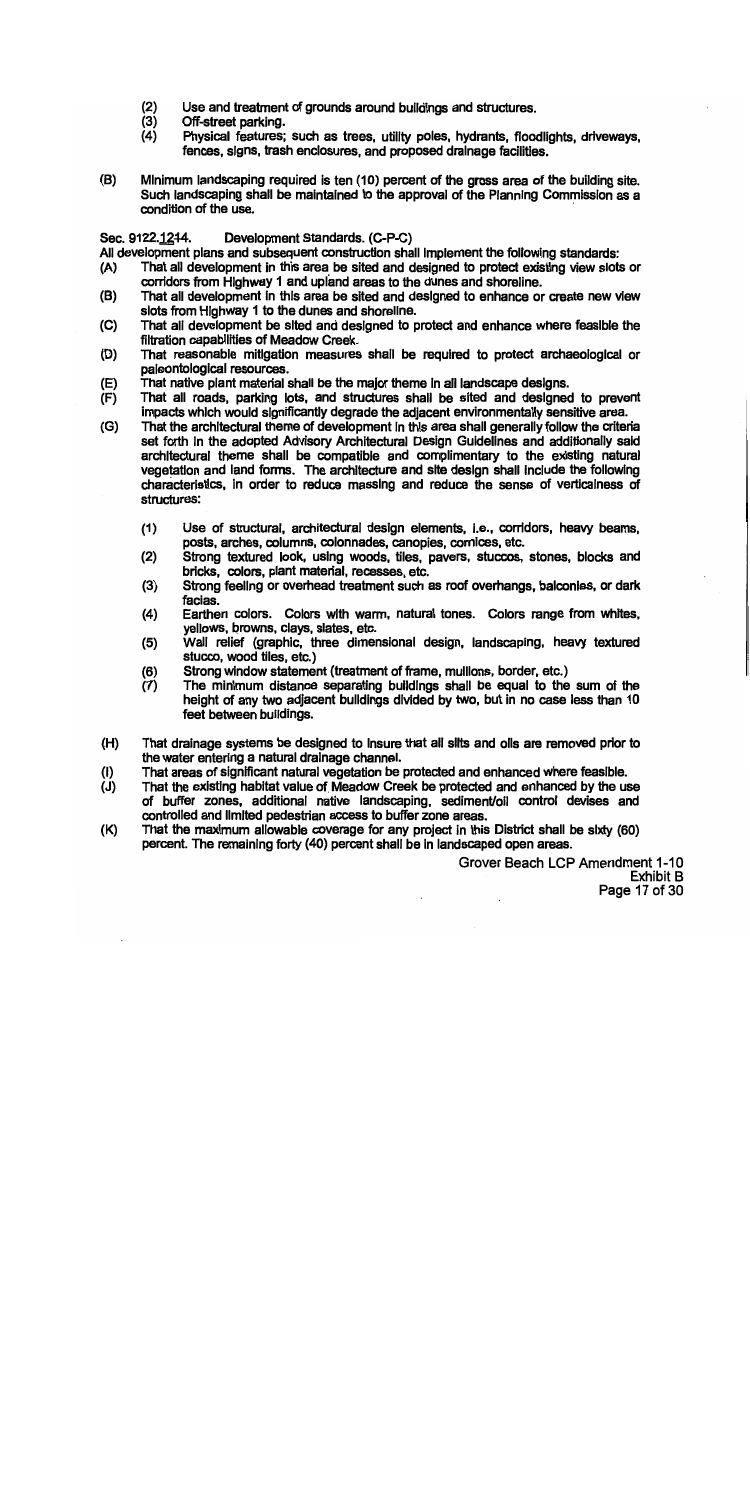(2) Use and treatment of grounds around buildings and structures.
(3) Off-street parking.
(4) Physical features; such as trees, utility poles, hydrants, floodlights, driveways, fences, signs, trash enclosures, and proposed drainage facilities.

(B) Minimum landscaping required is ten (10) percent of the gross area of the building site. Such landscaping shall be maintained to the approval of the Planning Commission as a condition of the use.

Sec. 9122.1214. Development Standards. (C-P-C)

All development plans and subsequent construction shall implement the following standards:

(A) That all development in this area be sited and designed to protect existing view slots or corridors from Highway 1 and upland areas to the dunes and shoreline.
(B) That all development in this area be sited and designed to enhance or create new view slots from Highway 1 to the dunes and shoreline.
(C) That all development be sited and designed to protect and enhance where feasible the filtration capabilities of Meadow Creek.
(D) That reasonable mitigation measures shall be required to protect archaeological or paleontological resources.
(E) That native plant material shall be the major theme in all landscape designs.
(F) That all roads, parking lots, and structures shall be sited and designed to prevent impacts which would significantly degrade the adjacent environmentally sensitive area.
(G) That the architectural theme of development in this area shall generally follow the criteria set forth in the adopted Advisory Architectural Design Guidelines and additionally said architectural theme shall be compatible and complimentary to the existing natural vegetation and land forms. The architecture and site design shall include the following characteristics, in order to reduce massing and reduce the sense of verticalness of structures:

    (1) Use of structural, architectural design elements, i.e., corridors, heavy beams, posts, arches, columns, colonnades, canopies, cornices, etc.
    (2) Strong textured look, using woods, tiles, pavers, stuccos, stones, blocks and bricks, colors, plant material, recesses, etc.
    (3) Strong feeling or overhead treatment such as roof overhangs, balconies, or dark facias.
    (4) Earthen colors. Colors with warm, natural tones. Colors range from whites, yellows, browns, clays, slates, etc.
    (5) Wall relief (graphic, three dimensional design, landscaping, heavy textured stucco, wood tiles, etc.)
    (6) Strong window statement (treatment of frame, mullions, border, etc.)
    (7) The minimum distance separating buildings shall be equal to the sum of the height of any two adjacent buildings divided by two, but in no case less than 10 feet between buildings.

(H) That drainage systems be designed to insure that all silts and oils are removed prior to the water entering a natural drainage channel.
(I) That areas of significant natural vegetation be protected and enhanced where feasible.
(J) That the existing habitat value of Meadow Creek be protected and enhanced by the use of buffer zones, additional native landscaping, sediment/oil control devises and controlled and limited pedestrian access to buffer zone areas.
(K) That the maximum allowable coverage for any project in this District shall be sixty (60) percent. The remaining forty (40) percent shall be in landscaped open areas.

Grover Beach LCP Amendment 1-10
Exhibit B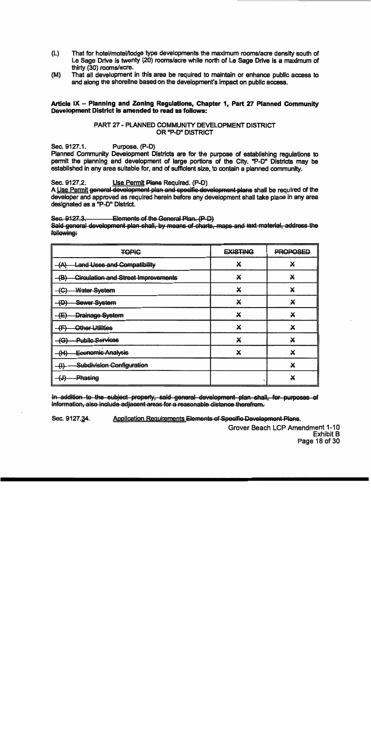(L) That for hotel/motel/lodge type developments the maximum rooms/acre density south of Le Sage Drive is twenty (20) rooms/acre while north of Le Sage Drive is a maximum of thirty (30) rooms/acre.

(M) That all development in this area be required to maintain or enhance public access to and along the shoreline based on the development's impact on public access.

**Article IX – Planning and Zoning Regulations, Chapter 1, Part 27 Planned Community Development District is amended to read as follows:**

PART 27 - PLANNED COMMUNITY DEVELOPMENT DISTRICT
OR "P-D" DISTRICT

Sec. 9127.1. Purpose. (P-D)
Planned Community Development Districts are for the purpose of establishing regulations to permit the planning and development of large portions of the City. "P-D" Districts may be established in any area suitable for, and of sufficient size, to contain a planned community.

Sec. 9127.2. <u>Use Permit</u> ~~Plans~~ Required. (P-D)
A <u>Use Permit</u> ~~general development plan and specific development plans~~ shall be required of the developer and approved as required herein before any development shall take place in any area designated as a "P-D" District.

~~Sec. 9127.3. Elements of the General Plan. (P-D)~~
~~Said general development plan shall, by means of charts, maps and text material, address the following:~~

| ~~TOPIC~~ | ~~EXISTING~~ | ~~PROPOSED~~ |
|---|---|---|
| ~~(A) Land Uses and Compatibility~~ | ~~X~~ | ~~X~~ |
| ~~(B) Circulation and Street Improvements~~ | ~~X~~ | ~~X~~ |
| ~~(C) Water System~~ | ~~X~~ | ~~X~~ |
| ~~(D) Sewer System~~ | ~~X~~ | ~~X~~ |
| ~~(E) Drainage System~~ | ~~X~~ | ~~X~~ |
| ~~(F) Other Utilities~~ | ~~X~~ | ~~X~~ |
| ~~(G) Public Services~~ | ~~X~~ | ~~X~~ |
| ~~(H) Economic Analysis~~ | ~~X~~ | ~~X~~ |
| ~~(I) Subdivision Configuration~~ | | ~~X~~ |
| ~~(J) Phasing~~ | | ~~X~~ |

~~In addition to the subject property, said general development plan shall, for purposes of information, also include adjacent areas for a reasonable distance therefrom.~~

Sec. 9127.~~3~~<u>4</u>. <u>Application Requirements</u> ~~Elements of Specific Development Plans.~~

Grover Beach LCP Amendment 1-10
Exhibit B
Page 18 of 30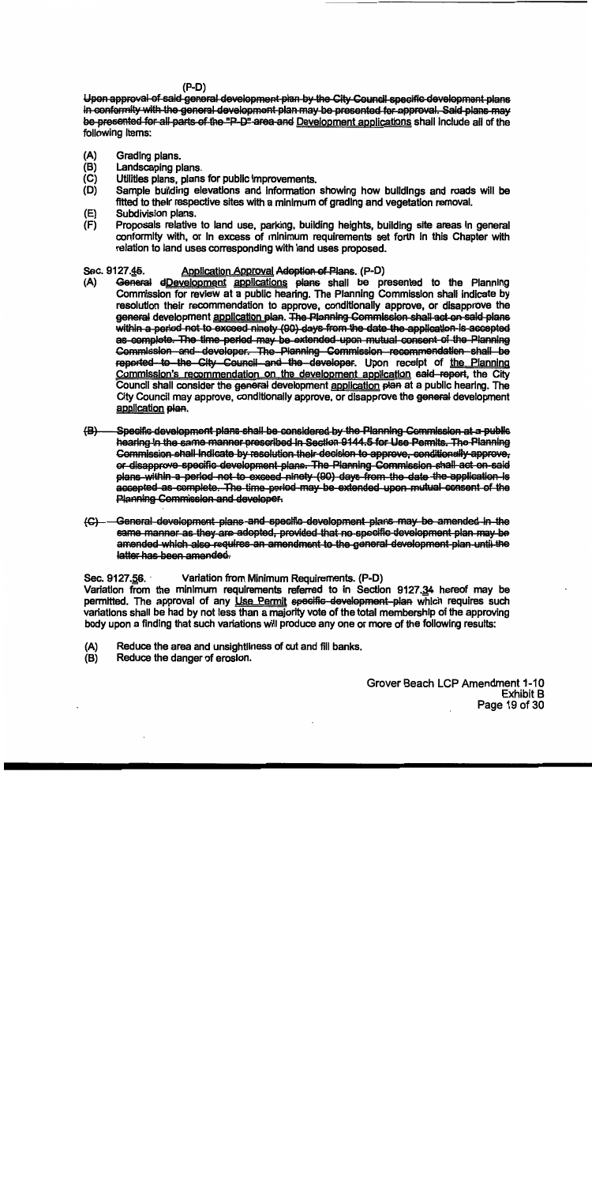(P-D)

~~Upon approval of said general development plan by the City Council specific development plans in conformity with the general development plan may be presented for approval. Said plans may be presented for all parts of the "P-D" area and~~ Development applications shall include all of the following items:

(A) Grading plans.

(B) Landscaping plans.

(C) Utilities plans, plans for public improvements.

(D) Sample building elevations and information showing how buildings and roads will be fitted to their respective sites with a minimum of grading and vegetation removal.

(E) Subdivision plans.

(F) Proposals relative to land use, parking, building heights, building site areas in general conformity with, or in excess of minimum requirements set forth in this Chapter with relation to land uses corresponding with land uses proposed.

Sec. 9127.~~4~~5. Application Approval ~~Adoption of Plans~~. (P-D)

(A) ~~General d~~Development applications ~~plans~~ shall be presented to the Planning Commission for review at a public hearing. The Planning Commission shall indicate by resolution their recommendation to approve, conditionally approve, or disapprove the ~~general~~ development application ~~plan~~. ~~The Planning Commission shall act on said plans within a period not to exceed ninety (90) days from the date the application is accepted as complete. The time period may be extended upon mutual consent of the Planning Commission and developer. The Planning Commission recommendation shall be reported to the City Council and the developer.~~ Upon receipt of the Planning Commission's recommendation on the development application ~~said report~~, the City Council shall consider the ~~general~~ development application ~~plan~~ at a public hearing. The City Council may approve, conditionally approve, or disapprove the ~~general~~ development application ~~plan~~.

~~(B) Specific development plans shall be considered by the Planning Commission at a public hearing in the same manner prescribed in Section 9144.5 for Use Permits. The Planning Commission shall indicate by resolution their decision to approve, conditionally approve, or disapprove specific development plans. The Planning Commission shall act on said plans within a period not to exceed ninety (90) days from the date the application is accepted as complete. The time period may be extended upon mutual consent of the Planning Commission and developer.~~

~~(C) General development plans and specific development plans may be amended in the same manner as they are adopted, provided that no specific development plan may be amended which also requires an amendment to the general development plan until the latter has been amended.~~

Sec. 9127.~~5~~6. Variation from Minimum Requirements. (P-D)

Variation from the minimum requirements referred to in Section 9127.~~3~~4 hereof may be permitted. The approval of any Use Permit ~~specific development plan~~ which requires such variations shall be had by not less than a majority vote of the total membership of the approving body upon a finding that such variations will produce any one or more of the following results:

(A) Reduce the area and unsightliness of cut and fill banks.

(B) Reduce the danger of erosion.

Grover Beach LCP Amendment 1-10
Exhibit B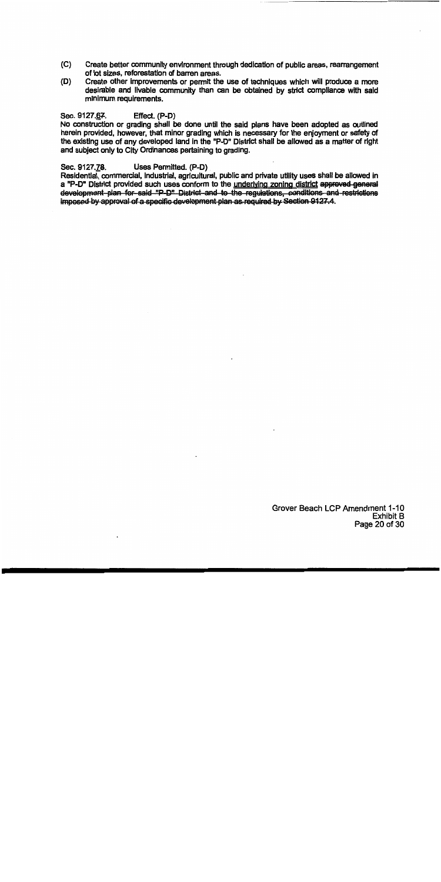(C) Create better community environment through dedication of public areas, rearrangement of lot sizes, reforestation of barren areas.

(D) Create other improvements or permit the use of techniques which will produce a more desirable and livable community than can be obtained by strict compliance with said minimum requirements.

Sec. 9127.<u>6</u>~~7~~. Effect. (P-D)

No construction or grading shall be done until the said plans have been adopted as outlined herein provided, however, that minor grading which is necessary for the enjoyment or safety of the existing use of any developed land in the "P-D" District shall be allowed as a matter of right and subject only to City Ordinances pertaining to grading.

Sec. 9127.<u>7</u>~~8~~. Uses Permitted. (P-D)

Residential, commercial, industrial, agricultural, public and private utility uses shall be allowed in a "P-D" District provided such uses conform to the <u>underlying zoning district</u> ~~approved general development plan for said "P-D" District and to the regulations, conditions and restrictions imposed by approval of a specific development plan as required by Section 9127.4~~.

Grover Beach LCP Amendment 1-10
Exhibit B
Page 20 of 30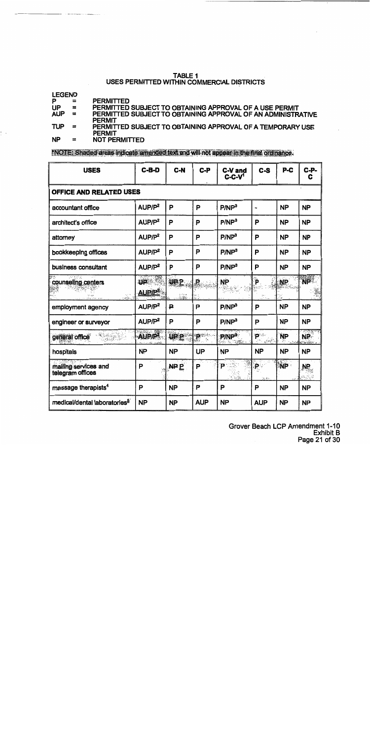## TABLE 1
## USES PERMITTED WITHIN COMMERCIAL DISTRICTS

LEGEND

P = PERMITTED
UP = PERMITTED SUBJECT TO OBTAINING APPROVAL OF A USE PERMIT
AUP = PERMITTED SUBJECT TO OBTAINING APPROVAL OF AN ADMINISTRATIVE PERMIT
TUP = PERMITTED SUBJECT TO OBTAINING APPROVAL OF A TEMPORARY USE PERMIT
NP = NOT PERMITTED

NOTE: Shaded areas indicate amended text and will not appear in the final ordinance.

| USES | C-B-D | C-N | C-P | C-V and C-C-V[1] | C-S | P-C | C-P-C |
|---|---|---|---|---|---|---|---|
| **OFFICE AND RELATED USES** | | | | | | | |
| accountant office | AUP/P[2] | P | P | P/NP[3] | - | NP | NP |
| architect's office | AUP/P[2] | P | P | P/NP[3] | P | NP | NP |
| attorney | AUP/P[2] | P | P | P/NP[3] | P | NP | NP |
| bookkeeping offices | AUP/P[2] | P | P | P/NP[3] | P | NP | NP |
| business consultant | AUP/P[2] | P | P | P/NP[3] | P | NP | NP |
| counseling centers | ~~UP~~ AUP/P[2] | ~~UP~~ P | P | NP | P | NP | NP |
| employment agency | AUP/P[2] | P | P | P/NP[3] | P | NP | NP |
| engineer or surveyor | AUP/P[2] | P | P | P/NP[3] | P | NP | NP |
| general office | AUP/P[2] | ~~UP~~ P | P | P/NP[3] | P | NP | NP |
| hospitals | NP | NP | UP | NP | NP | NP | NP |
| mailing services and telegram offices | P | ~~NP~~ P | P | P | P | NP | NP |
| massage therapists[4] | P | NP | P | P | P | NP | NP |
| medical/dental laboratories[5] | NP | NP | AUP | NP | AUP | NP | NP |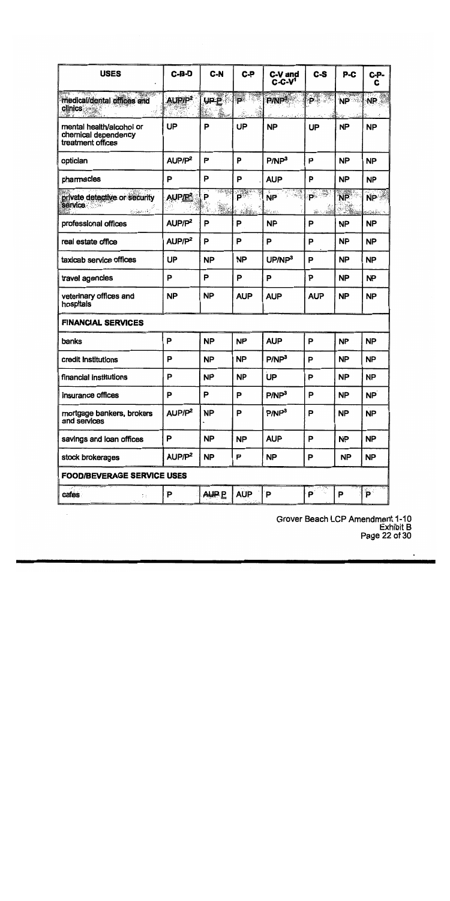| USES | C-B-D | C-N | C-P | C-V and C-C-V[1] | C-S | P-C | C-P-C |
|---|---|---|---|---|---|---|---|
| medical/dental offices and clinics | AUP/P[2] | UP P | P | P/NP[3] | P | NP | NP |
| mental health/alcohol or chemical dependency treatment offices | UP | P | UP | NP | UP | NP | NP |
| optician | AUP/P[2] | P | P | P/NP[3] | P | NP | NP |
| pharmacies | P | P | P | AUP | P | NP | NP |
| private detective or security service | AUP/P[2] | P | P | NP | P | NP | NP |
| professional offices | AUP/P[2] | P | P | NP | P | NP | NP |
| real estate office | AUP/P[2] | P | P | P | P | NP | NP |
| taxicab service offices | UP | NP | NP | UP/NP[3] | P | NP | NP |
| travel agencies | P | P | P | P | P | NP | NP |
| veterinary offices and hospitals | NP | NP | AUP | AUP | AUP | NP | NP |
| **FINANCIAL SERVICES** | | | | | | | |
| banks | P | NP | NP | AUP | P | NP | NP |
| credit institutions | P | NP | NP | P/NP[3] | P | NP | NP |
| financial institutions | P | NP | NP | UP | P | NP | NP |
| insurance offices | P | P | P | P/NP[3] | P | NP | NP |
| mortgage bankers, brokers and services | AUP/P[2] | NP | P | P/NP[3] | P | NP | NP |
| savings and loan offices | P | NP | NP | AUP | P | NP | NP |
| stock brokerages | AUP/P[2] | NP | P | NP | P | NP | NP |
| **FOOD/BEVERAGE SERVICE USES** | | | | | | | |
| cafes | P | AUP P | AUP | P | P | P | P |

Grover Beach LCP Amendment 1-10
Exhibit B
Page 22 of 30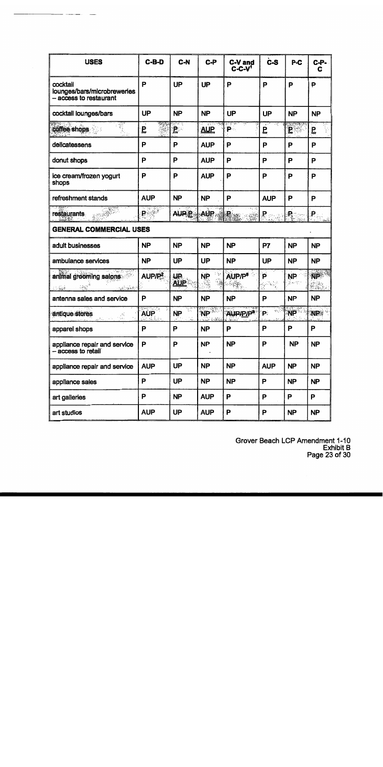| USES | C-B-D | C-N | C-P | C-V and C-C-V[1] | C-S | P-C | C-P-C |
|---|---|---|---|---|---|---|---|
| cocktail lounges/bars/microbreweries – access to restaurant | P | UP | UP | P | P | P | P |
| cocktail lounges/bars | UP | NP | NP | UP | UP | NP | NP |
| coffee shops | P | P | AUP | P | P | P | P |
| delicatessens | P | P | AUP | P | P | P | P |
| donut shops | P | P | AUP | P | P | P | P |
| ice cream/frozen yogurt shops | P | P | AUP | P | P | P | P |
| refreshment stands | AUP | NP | NP | P | AUP | P | P |
| restaurants | P | AUP P | AUP | P | P | P | P |
| **GENERAL COMMERCIAL USES** | | | | | | | |
| adult businesses | NP | NP | NP | NP | P7 | NP | NP |
| ambulance services | NP | UP | UP | NP | UP | NP | NP |
| animal grooming salons | AUP/P[2] | UP AUP | NP | AUP/P[8] | P | NP | NP |
| antenna sales and service | P | NP | NP | NP | P | NP | NP |
| antique stores | AUP | NP | NP | AUP/P/P[8] | P | NP | NP |
| apparel shops | P | P | NP | P | P | P | P |
| appliance repair and service – access to retail | P | P | NP | NP | P | NP | NP |
| appliance repair and service | AUP | UP | NP | NP | AUP | NP | NP |
| appliance sales | P | UP | NP | NP | P | NP | NP |
| art galleries | P | NP | AUP | P | P | P | P |
| art studios | AUP | UP | AUP | P | P | NP | NP |

Grover Beach LCP Amendment 1-10
Exhibit B
Page 23 of 30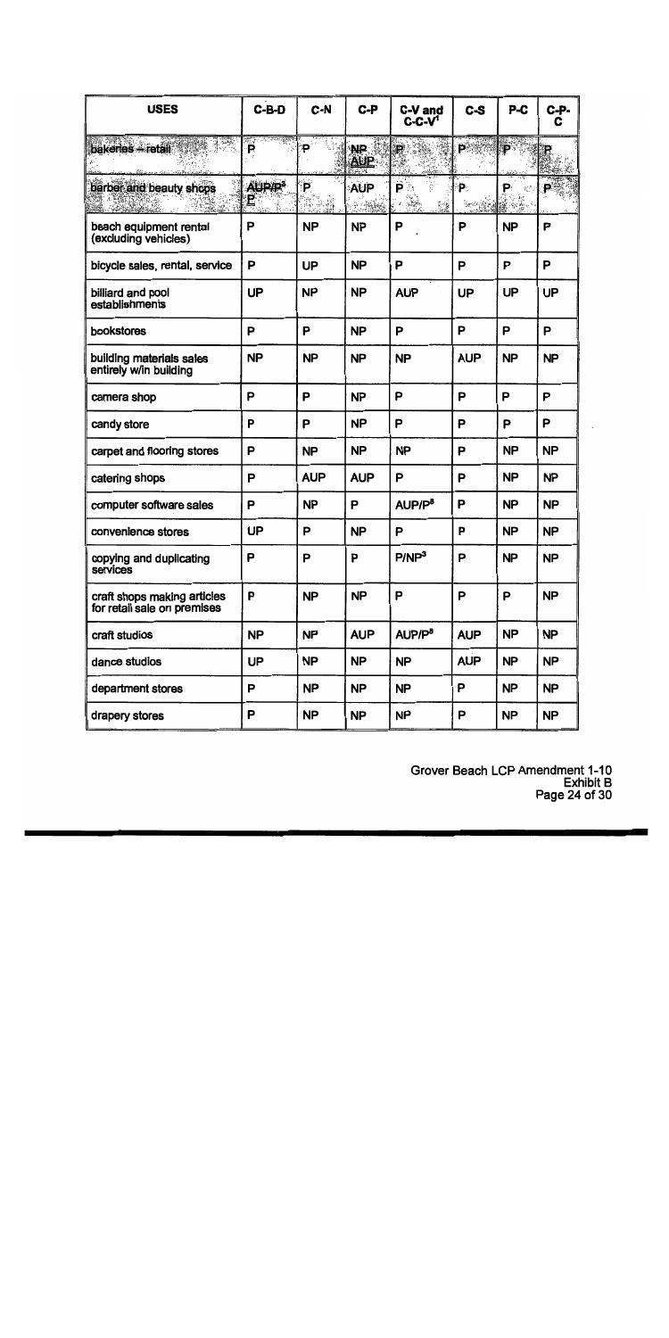| USES | C-B-D | C-N | C-P | C-V and C-C-V[1] | C-S | P-C | C-P-C |
|---|---|---|---|---|---|---|---|
| bakeries – retail | P | P | NP AUP | P | P | P | P |
| barber and beauty shops | AUP/P[3] P | P | AUP | P | P | P | P |
| beach equipment rental (excluding vehicles) | P | NP | NP | P | P | NP | P |
| bicycle sales, rental, service | P | UP | NP | P | P | P | P |
| billiard and pool establishments | UP | NP | NP | AUP | UP | UP | UP |
| bookstores | P | P | NP | P | P | P | P |
| building materials sales entirely w/in building | NP | NP | NP | NP | AUP | NP | NP |
| camera shop | P | P | NP | P | P | P | P |
| candy store | P | P | NP | P | P | P | P |
| carpet and flooring stores | P | NP | NP | NP | P | NP | NP |
| catering shops | P | AUP | AUP | P | P | NP | NP |
| computer software sales | P | NP | P | AUP/P[8] | P | NP | NP |
| convenience stores | UP | P | NP | P | P | NP | NP |
| copying and duplicating services | P | P | P | P/NP[3] | P | NP | NP |
| craft shops making articles for retail sale on premises | P | NP | NP | P | P | P | NP |
| craft studios | NP | NP | AUP | AUP/P[8] | AUP | NP | NP |
| dance studios | UP | NP | NP | NP | AUP | NP | NP |
| department stores | P | NP | NP | NP | P | NP | NP |
| drapery stores | P | NP | NP | NP | P | NP | NP |

Grover Beach LCP Amendment 1-10
Exhibit B
Page 24 of 30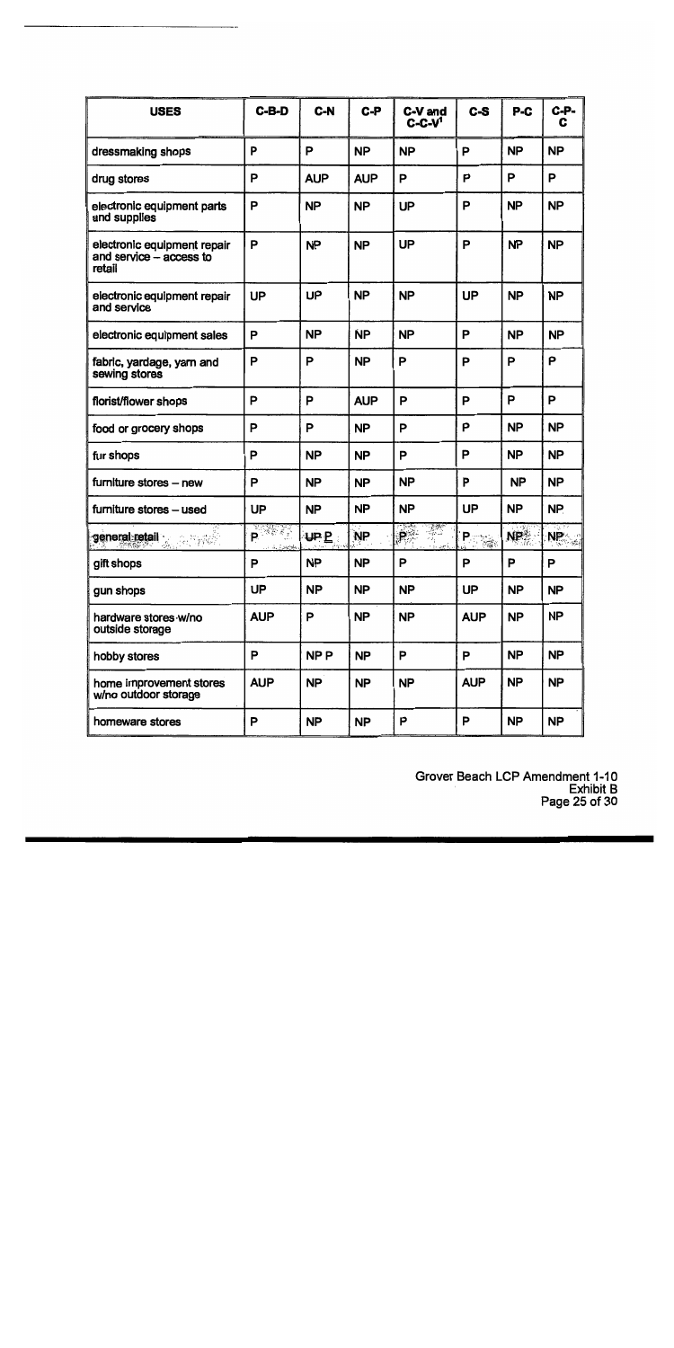| USES | C-B-D | C-N | C-P | C-V and C-C-V[1] | C-S | P-C | C-P-C |
|---|---|---|---|---|---|---|---|
| dressmaking shops | P | P | NP | NP | P | NP | NP |
| drug stores | P | AUP | AUP | P | P | P | P |
| electronic equipment parts and supplies | P | NP | NP | UP | P | NP | NP |
| electronic equipment repair and service – access to retail | P | NP | NP | UP | P | NP | NP |
| electronic equipment repair and service | UP | UP | NP | NP | UP | NP | NP |
| electronic equipment sales | P | NP | NP | NP | P | NP | NP |
| fabric, yardage, yarn and sewing stores | P | P | NP | P | P | P | P |
| florist/flower shops | P | P | AUP | P | P | P | P |
| food or grocery shops | P | P | NP | P | P | NP | NP |
| fur shops | P | NP | NP | P | P | NP | NP |
| furniture stores – new | P | NP | NP | NP | P | NP | NP |
| furniture stores – used | UP | NP | NP | NP | UP | NP | NP |
| ~~general retail~~ | ~~P~~ | ~~UP~~ P | ~~NP~~ | ~~P~~ | ~~P~~ | ~~NP~~ | ~~NP~~ |
| gift shops | P | NP | NP | P | P | P | P |
| gun shops | UP | NP | NP | NP | UP | NP | NP |
| hardware stores w/no outside storage | AUP | P | NP | NP | AUP | NP | NP |
| hobby stores | P | ~~NP~~ P | NP | P | P | NP | NP |
| home improvement stores w/no outdoor storage | AUP | NP | NP | NP | AUP | NP | NP |
| homeware stores | P | NP | NP | P | P | NP | NP |

Grover Beach LCP Amendment 1-10
Exhibit B
Page 25 of 30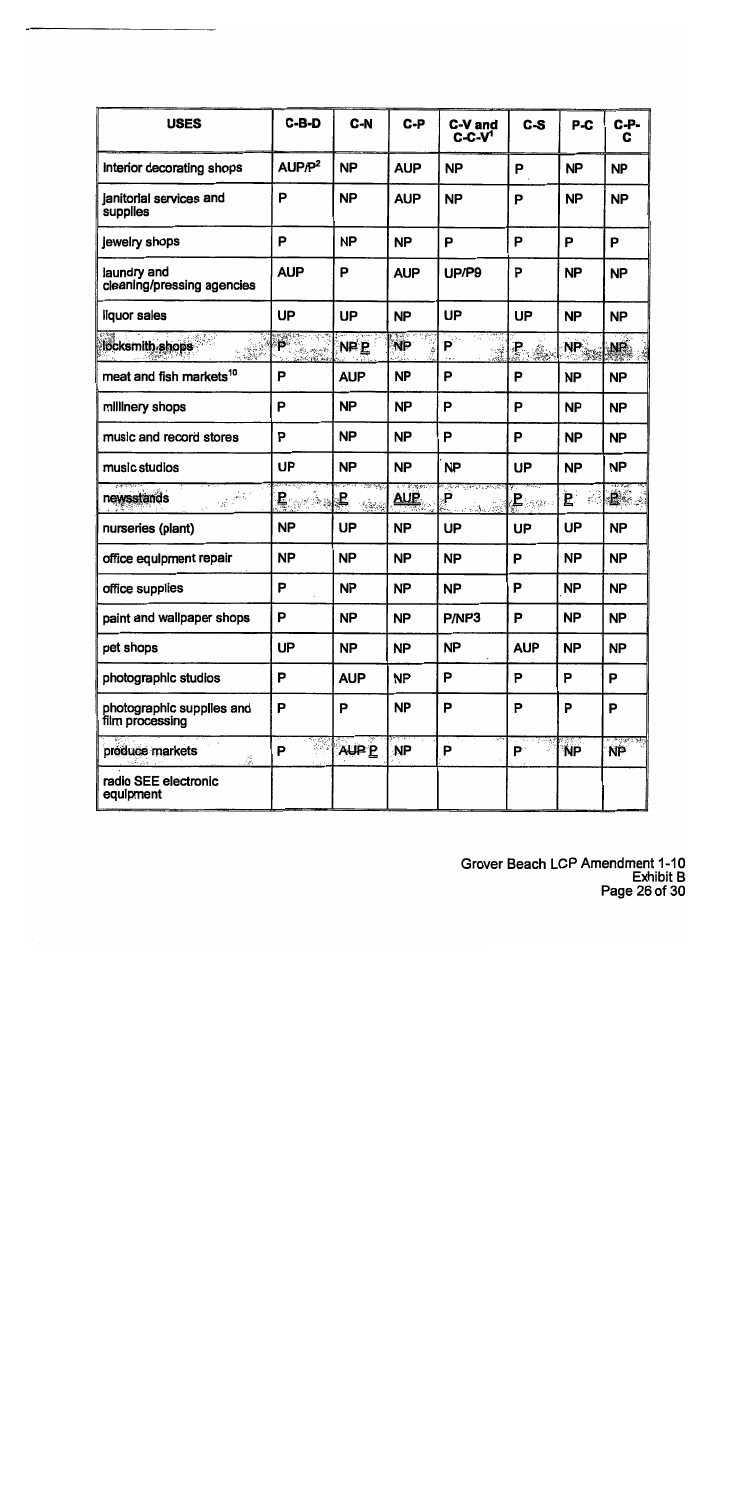| USES | C-B-D | C-N | C-P | C-V and C-C-V[1] | C-S | P-C | C-P-C |
|---|---|---|---|---|---|---|---|
| interior decorating shops | AUP/P[2] | NP | AUP | NP | P | NP | NP |
| janitorial services and supplies | P | NP | AUP | NP | P | NP | NP |
| jewelry shops | P | NP | NP | P | P | P | P |
| laundry and cleaning/pressing agencies | AUP | P | AUP | UP/P9 | P | NP | NP |
| liquor sales | UP | UP | NP | UP | UP | NP | NP |
| locksmith shops | P | NP P | NP | P | P | NP | NP |
| meat and fish markets[10] | P | AUP | NP | P | P | NP | NP |
| millinery shops | P | NP | NP | P | P | NP | NP |
| music and record stores | P | NP | NP | P | P | NP | NP |
| music studios | UP | NP | NP | NP | UP | NP | NP |
| newsstands | P | P | AUP | P | P | P | P |
| nurseries (plant) | NP | UP | NP | UP | UP | UP | NP |
| office equipment repair | NP | NP | NP | NP | P | NP | NP |
| office supplies | P | NP | NP | NP | P | NP | NP |
| paint and wallpaper shops | P | NP | NP | P/NP3 | P | NP | NP |
| pet shops | UP | NP | NP | NP | AUP | NP | NP |
| photographic studios | P | AUP | NP | P | P | P | P |
| photographic supplies and film processing | P | P | NP | P | P | P | P |
| produce markets | P | AUP P | NP | P | P | NP | NP |
| radio SEE electronic equipment | | | | | | | |

Grover Beach LCP Amendment 1-10
Exhibit B
Page 26 of 30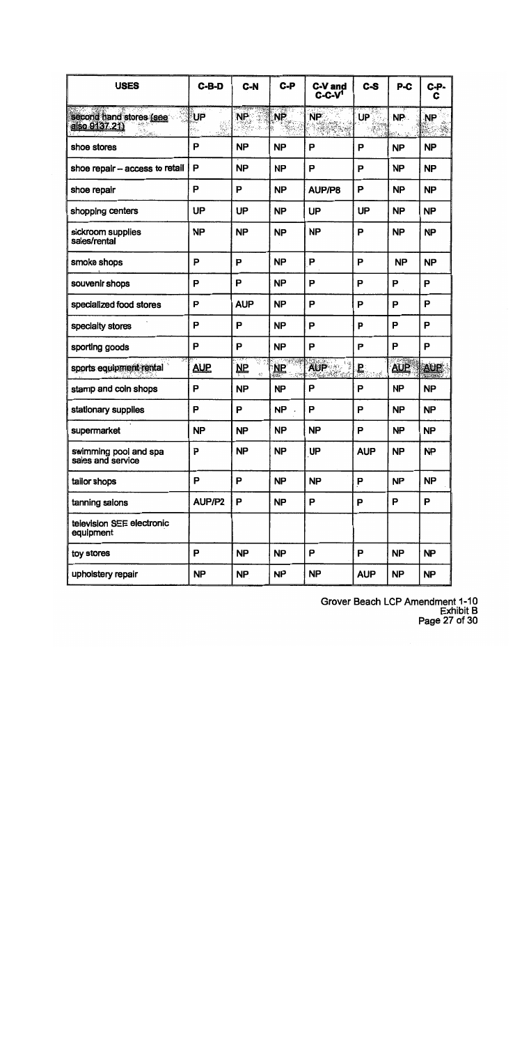| USES | C-B-D | C-N | C-P | C-V and C-C-V[1] | C-S | P-C | C-P-C |
|---|---|---|---|---|---|---|---|
| second hand stores (see also 9137.21) | UP | NP | NP | NP | UP | NP | NP |
| shoe stores | P | NP | NP | P | P | NP | NP |
| shoe repair – access to retail | P | NP | NP | P | P | NP | NP |
| shoe repair | P | P | NP | AUP/P8 | P | NP | NP |
| shopping centers | UP | UP | NP | UP | UP | NP | NP |
| sickroom supplies sales/rental | NP | NP | NP | NP | P | NP | NP |
| smoke shops | P | P | NP | P | P | NP | NP |
| souvenir shops | P | P | NP | P | P | P | P |
| specialized food stores | P | AUP | NP | P | P | P | P |
| specialty stores | P | P | NP | P | P | P | P |
| sporting goods | P | P | NP | P | P | P | P |
| sports equipment rental | AUP | NP | NP | AUP | P | AUP | AUP |
| stamp and coin shops | P | NP | NP | P | P | NP | NP |
| stationary supplies | P | P | NP | P | P | NP | NP |
| supermarket | NP | NP | NP | NP | P | NP | NP |
| swimming pool and spa sales and service | P | NP | NP | UP | AUP | NP | NP |
| tailor shops | P | P | NP | NP | P | NP | NP |
| tanning salons | AUP/P2 | P | NP | P | P | P | P |
| television SEE electronic equipment | | | | | | | |
| toy stores | P | NP | NP | P | P | NP | NP |
| upholstery repair | NP | NP | NP | NP | AUP | NP | NP |

Grover Beach LCP Amendment 1-10
Exhibit B
Page 27 of 30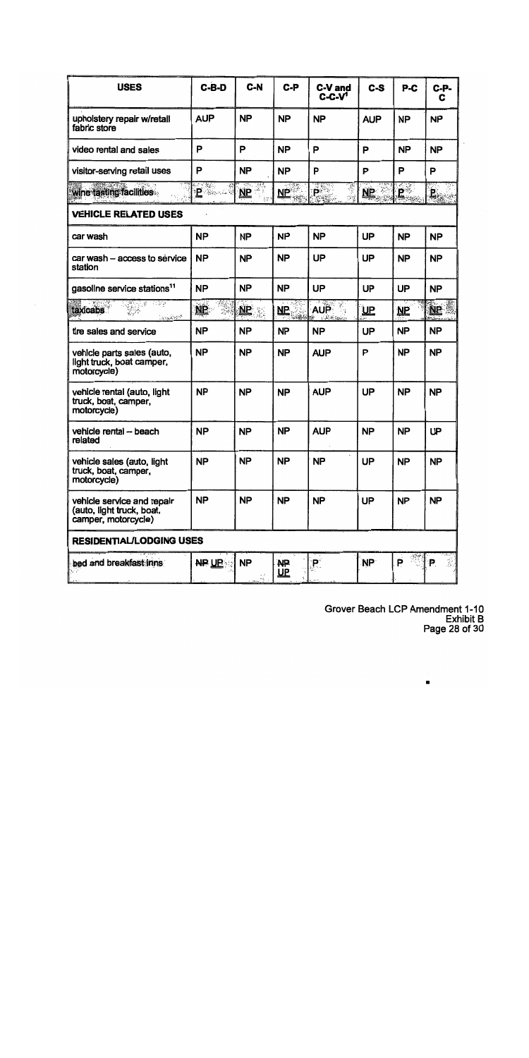| USES | C-B-D | C-N | C-P | C-V and C-C-V[1] | C-S | P-C | C-P-C |
|---|---|---|---|---|---|---|---|
| upholstery repair w/retail fabric store | AUP | NP | NP | NP | AUP | NP | NP |
| video rental and sales | P | P | NP | P | P | NP | NP |
| visitor-serving retail uses | P | NP | NP | P | P | P | P |
| wine tasting facilities | P | NP | NP | P | NP | P | P |
| **VEHICLE RELATED USES** | | | | | | | |
| car wash | NP | NP | NP | NP | UP | NP | NP |
| car wash – access to service station | NP | NP | NP | UP | UP | NP | NP |
| gasoline service stations[11] | NP | NP | NP | UP | UP | UP | NP |
| taxicabs | NP | NP | NP | AUP | UP | NP | NP |
| tire sales and service | NP | NP | NP | NP | UP | NP | NP |
| vehicle parts sales (auto, light truck, boat camper, motorcycle) | NP | NP | NP | AUP | P | NP | NP |
| vehicle rental (auto, light truck, boat, camper, motorcycle) | NP | NP | NP | AUP | UP | NP | NP |
| vehicle rental – beach related | NP | NP | NP | AUP | NP | NP | UP |
| vehicle sales (auto, light truck, boat, camper, motorcycle) | NP | NP | NP | NP | UP | NP | NP |
| vehicle service and repair (auto, light truck, boat, camper, motorcycle) | NP | NP | NP | NP | UP | NP | NP |
| **RESIDENTIAL/LODGING USES** | | | | | | | |
| bed and breakfast inns | ~~NP~~ UP | NP | ~~NP~~ UP | P | NP | P | P |

Grover Beach LCP Amendment 1-10
Exhibit B
Page 28 of 30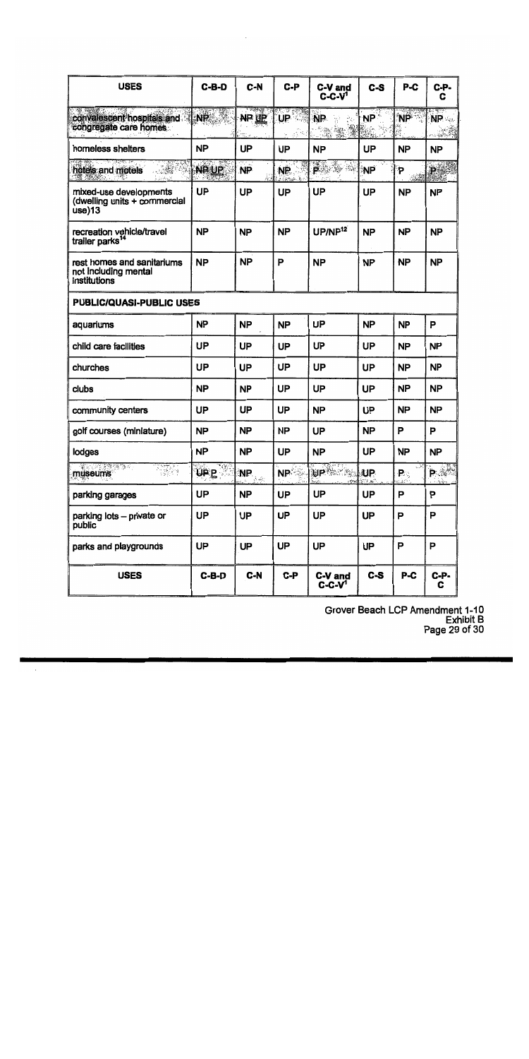| USES | C-B-D | C-N | C-P | C-V and C-C-V[1] | C-S | P-C | C-P-C |
|---|---|---|---|---|---|---|---|
| convalescent hospitals and congregate care homes | NP | NP UP | UP | NP | NP | NP | NP |
| homeless shelters | NP | UP | UP | NP | UP | NP | NP |
| hotels and motels | NP UP | NP | NP | P | NP | P | P |
| mixed-use developments (dwelling units + commercial use)13 | UP | UP | UP | UP | UP | NP | NP |
| recreation vehicle/travel trailer parks[14] | NP | NP | NP | UP/NP[12] | NP | NP | NP |
| rest homes and sanitariums not including mental institutions | NP | NP | P | NP | NP | NP | NP |
| **PUBLIC/QUASI-PUBLIC USES** | | | | | | | |
| aquariums | NP | NP | NP | UP | NP | NP | P |
| child care facilities | UP | UP | UP | UP | UP | NP | NP |
| churches | UP | UP | UP | UP | UP | NP | NP |
| clubs | NP | NP | UP | UP | UP | NP | NP |
| community centers | UP | UP | UP | NP | UP | NP | NP |
| golf courses (miniature) | NP | NP | NP | UP | NP | P | P |
| lodges | NP | NP | UP | NP | UP | NP | NP |
| museums | UP P | NP | NP | UP | UP | P | P |
| parking garages | UP | NP | UP | UP | UP | P | P |
| parking lots – private or public | UP | UP | UP | UP | UP | P | P |
| parks and playgrounds | UP | UP | UP | UP | UP | P | P |
| **USES** | **C-B-D** | **C-N** | **C-P** | **C-V and C-C-V[1]** | **C-S** | **P-C** | **C-P-C** |

Grover Beach LCP Amendment 1-10
Exhibit B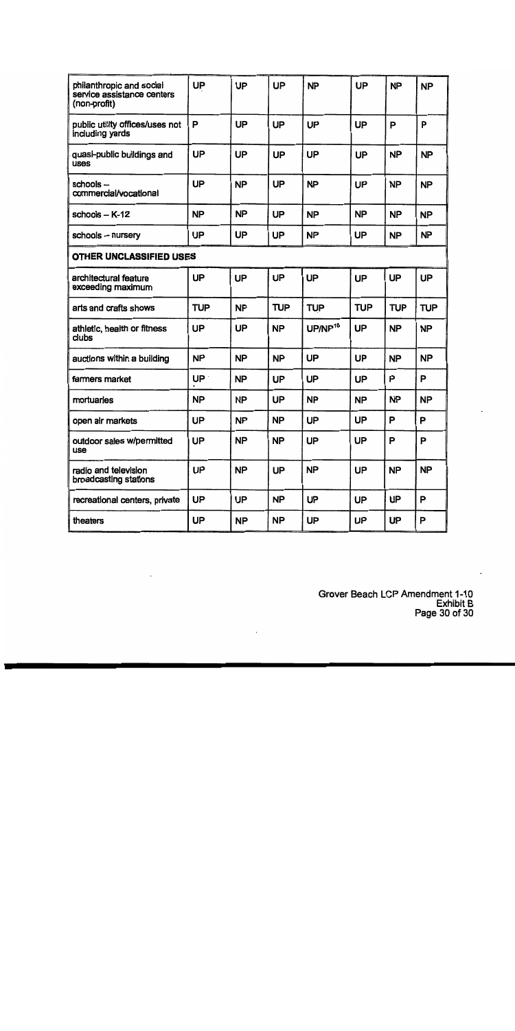| | | | | | | | |
|---|---|---|---|---|---|---|---|
| philanthropic and social service assistance centers (non-profit) | UP | UP | UP | NP | UP | NP | NP |
| public utility offices/uses not including yards | P | UP | UP | UP | UP | P | P |
| quasi-public buildings and uses | UP | UP | UP | UP | UP | NP | NP |
| schools – commercial/vocational | UP | NP | UP | NP | UP | NP | NP |
| schools – K-12 | NP | NP | UP | NP | NP | NP | NP |
| schools – nursery | UP | UP | UP | NP | UP | NP | NP |
| **OTHER UNCLASSIFIED USES** | | | | | | | |
| architectural feature exceeding maximum | UP | UP | UP | UP | UP | UP | UP |
| arts and crafts shows | TUP | NP | TUP | TUP | TUP | TUP | TUP |
| athletic, health or fitness clubs | UP | UP | NP | UP/NP[15] | UP | NP | NP |
| auctions within a building | NP | NP | NP | UP | UP | NP | NP |
| farmers market | UP | NP | UP | UP | UP | P | P |
| mortuaries | NP | NP | UP | NP | NP | NP | NP |
| open air markets | UP | NP | NP | UP | UP | P | P |
| outdoor sales w/permitted use | UP | NP | NP | UP | UP | P | P |
| radio and television broadcasting stations | UP | NP | UP | NP | UP | NP | NP |
| recreational centers, private | UP | UP | NP | UP | UP | UP | P |
| theaters | UP | NP | NP | UP | UP | UP | P |

Grover Beach LCP Amendment 1-10
Exhibit B
Page 30 of 30